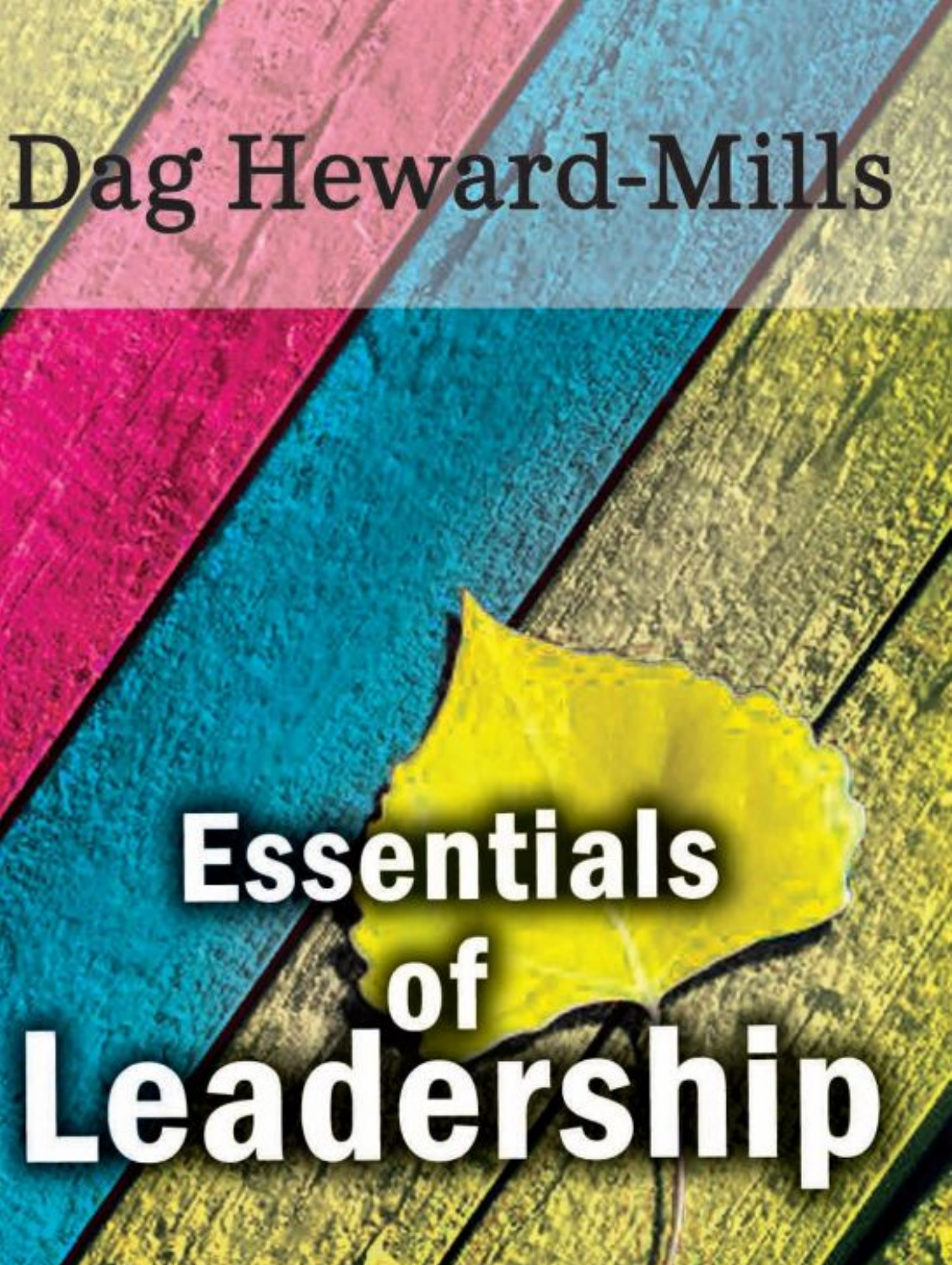Dag Heward-Mills

# Essentials of Leadership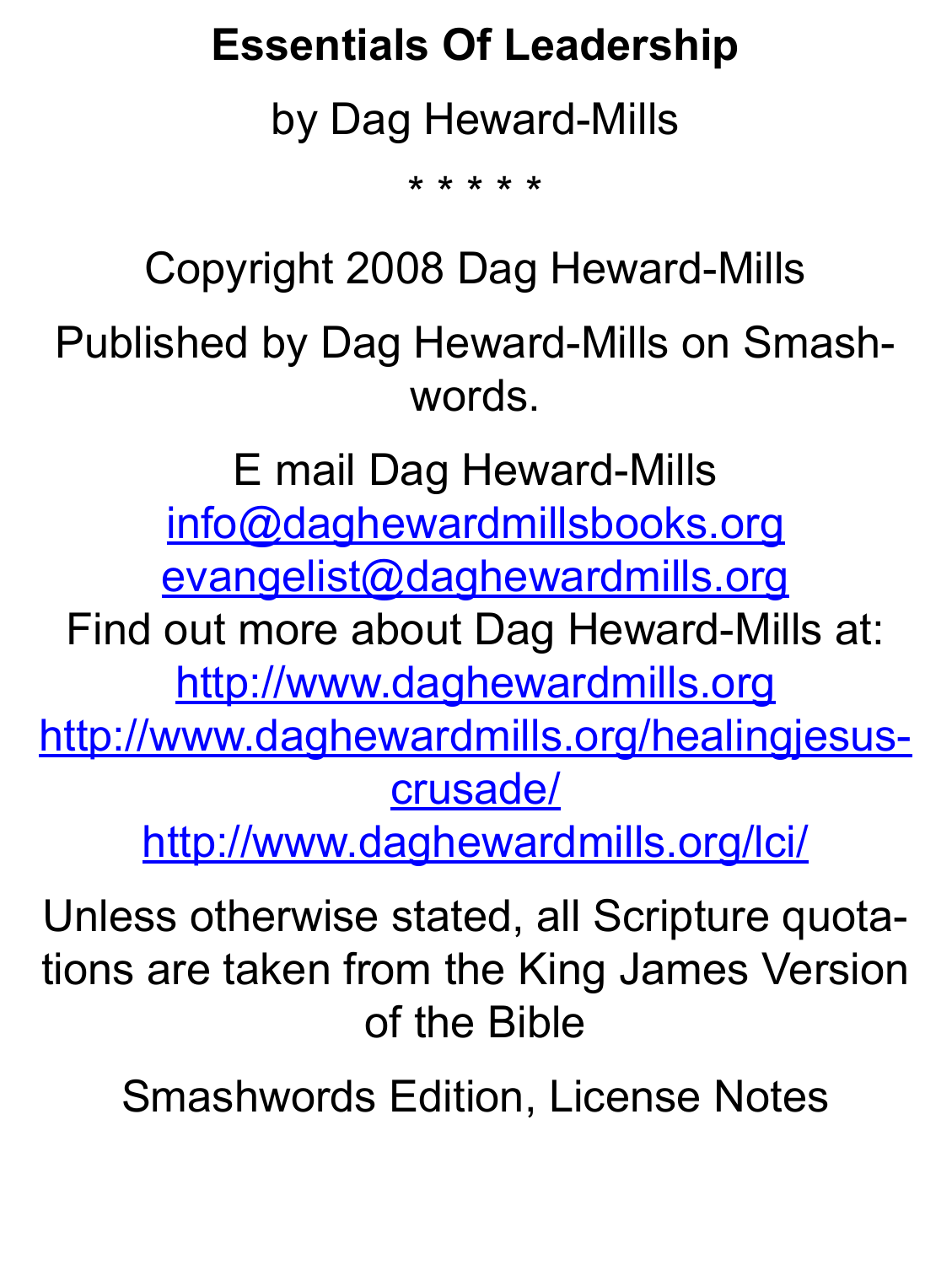# Essentials Of Leadership

by Dag Heward-Mills

* * * * *

Copyright 2008 Dag Heward-Mills

Published by Dag Heward-Mills on Smashwords.

E mail Dag Heward-Mills
info@daghewardmillsbooks.org
evangelist@daghewardmills.org
Find out more about Dag Heward-Mills at:
http://www.daghewardmills.org
http://www.daghewardmills.org/healingjesuscrusade/
http://www.daghewardmills.org/lci/

Unless otherwise stated, all Scripture quotations are taken from the King James Version of the Bible

Smashwords Edition, License Notes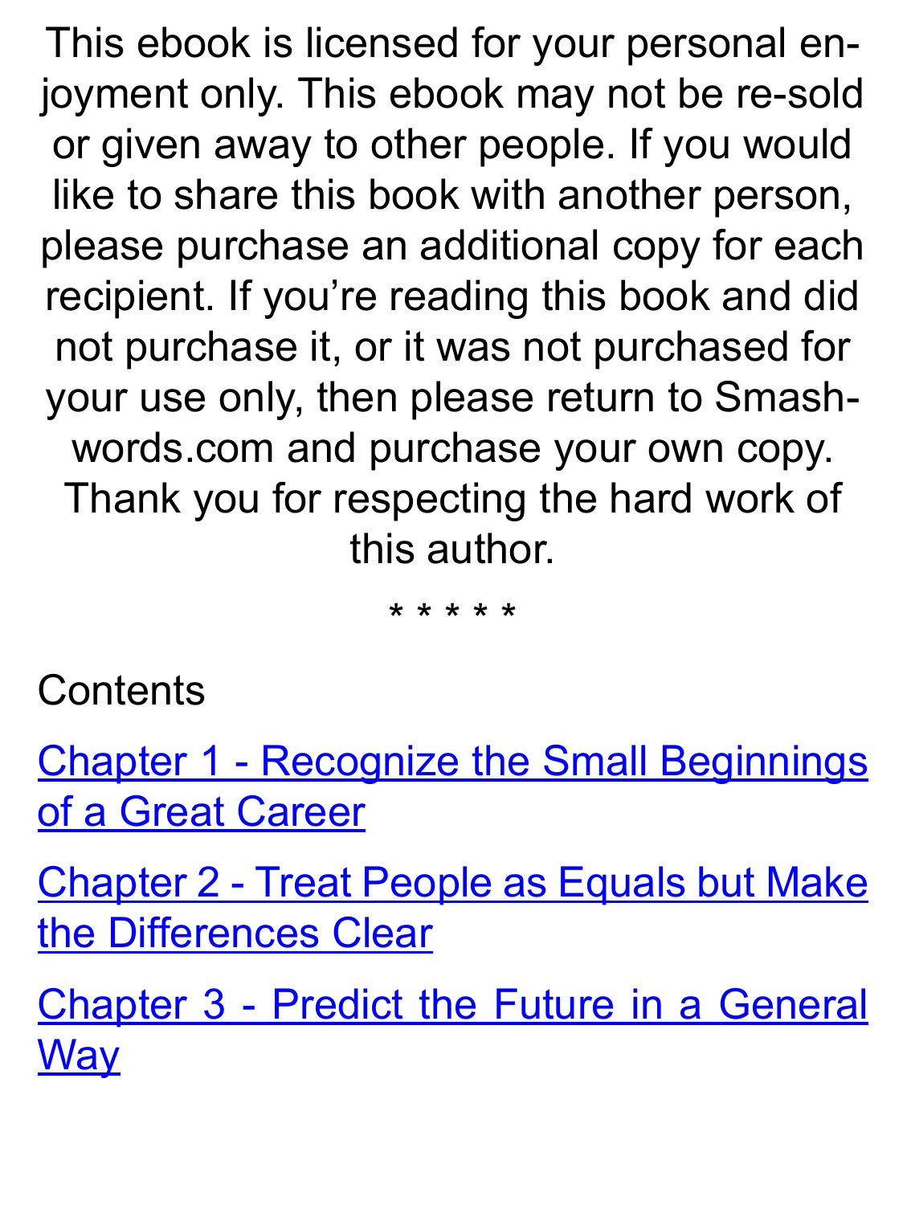This ebook is licensed for your personal enjoyment only. This ebook may not be re-sold or given away to other people. If you would like to share this book with another person, please purchase an additional copy for each recipient. If you're reading this book and did not purchase it, or it was not purchased for your use only, then please return to Smashwords.com and purchase your own copy. Thank you for respecting the hard work of this author.

* * * * *

Contents

Chapter 1 - Recognize the Small Beginnings of a Great Career

Chapter 2 - Treat People as Equals but Make the Differences Clear

Chapter 3 - Predict the Future in a General Way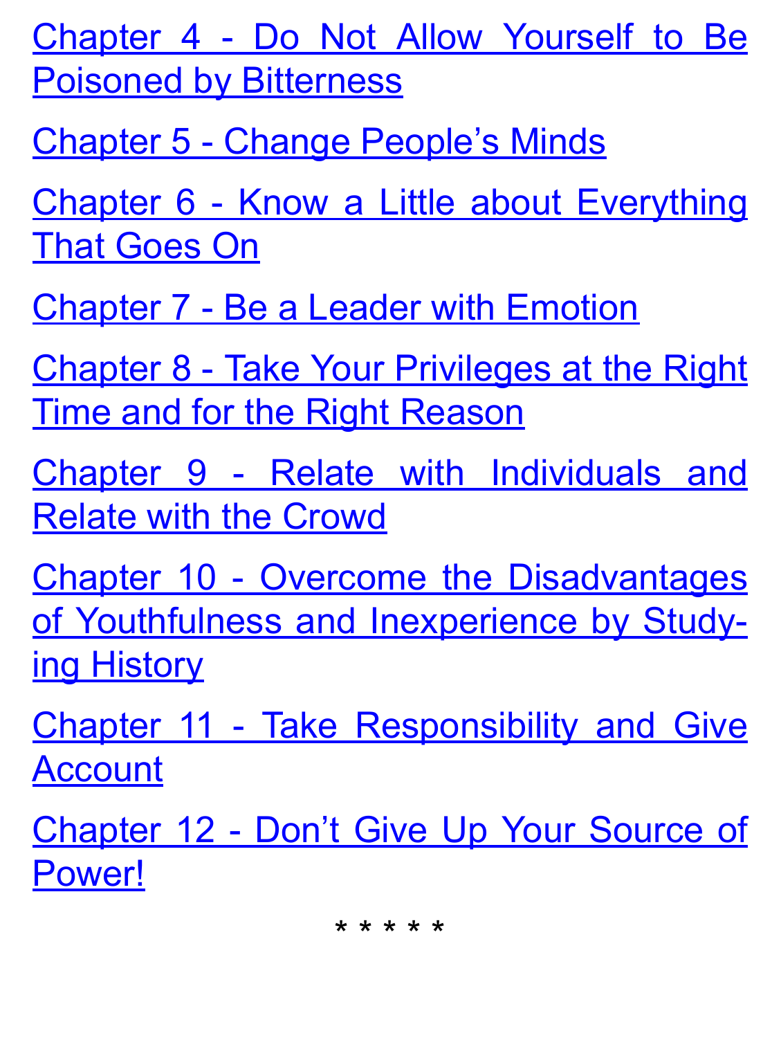Chapter 4 - Do Not Allow Yourself to Be Poisoned by Bitterness

Chapter 5 - Change People's Minds

Chapter 6 - Know a Little about Everything That Goes On

Chapter 7 - Be a Leader with Emotion

Chapter 8 - Take Your Privileges at the Right Time and for the Right Reason

Chapter 9 - Relate with Individuals and Relate with the Crowd

Chapter 10 - Overcome the Disadvantages of Youthfulness and Inexperience by Studying History

Chapter 11 - Take Responsibility and Give Account

Chapter 12 - Don't Give Up Your Source of Power!

* * * * *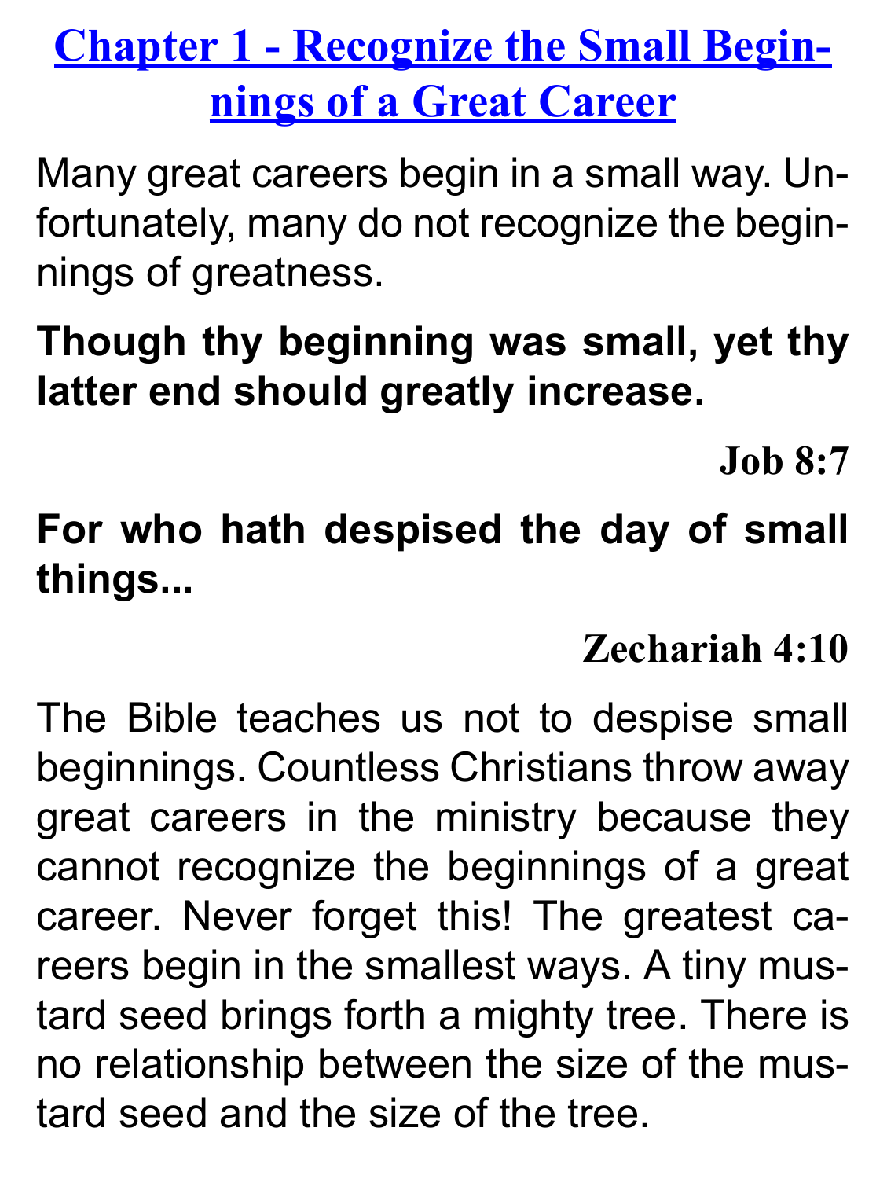# Chapter 1 - Recognize the Small Beginnings of a Great Career

Many great careers begin in a small way. Unfortunately, many do not recognize the beginnings of greatness.

**Though thy beginning was small, yet thy latter end should greatly increase.**

**Job 8:7**

**For who hath despised the day of small things...**

**Zechariah 4:10**

The Bible teaches us not to despise small beginnings. Countless Christians throw away great careers in the ministry because they cannot recognize the beginnings of a great career. Never forget this! The greatest careers begin in the smallest ways. A tiny mustard seed brings forth a mighty tree. There is no relationship between the size of the mustard seed and the size of the tree.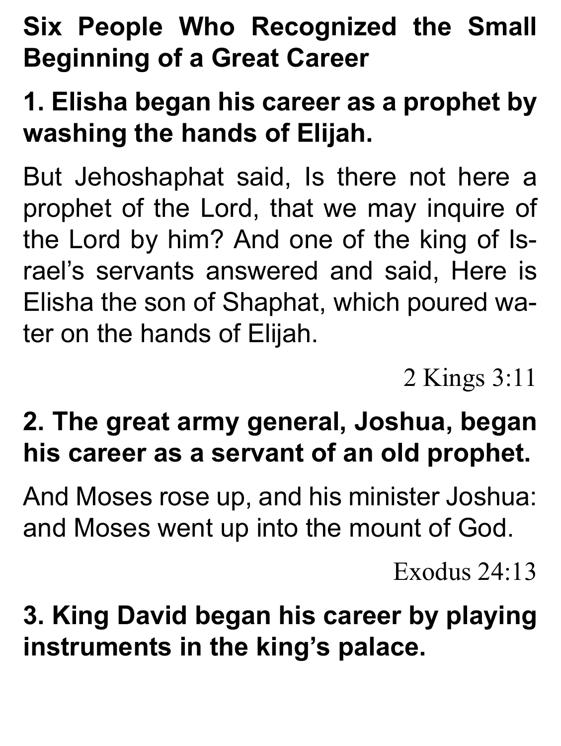## Six People Who Recognized the Small Beginning of a Great Career

### 1. Elisha began his career as a prophet by washing the hands of Elijah.

But Jehoshaphat said, Is there not here a prophet of the Lord, that we may inquire of the Lord by him? And one of the king of Israel's servants answered and said, Here is Elisha the son of Shaphat, which poured water on the hands of Elijah.

2 Kings 3:11

### 2. The great army general, Joshua, began his career as a servant of an old prophet.

And Moses rose up, and his minister Joshua: and Moses went up into the mount of God.

Exodus 24:13

### 3. King David began his career by playing instruments in the king's palace.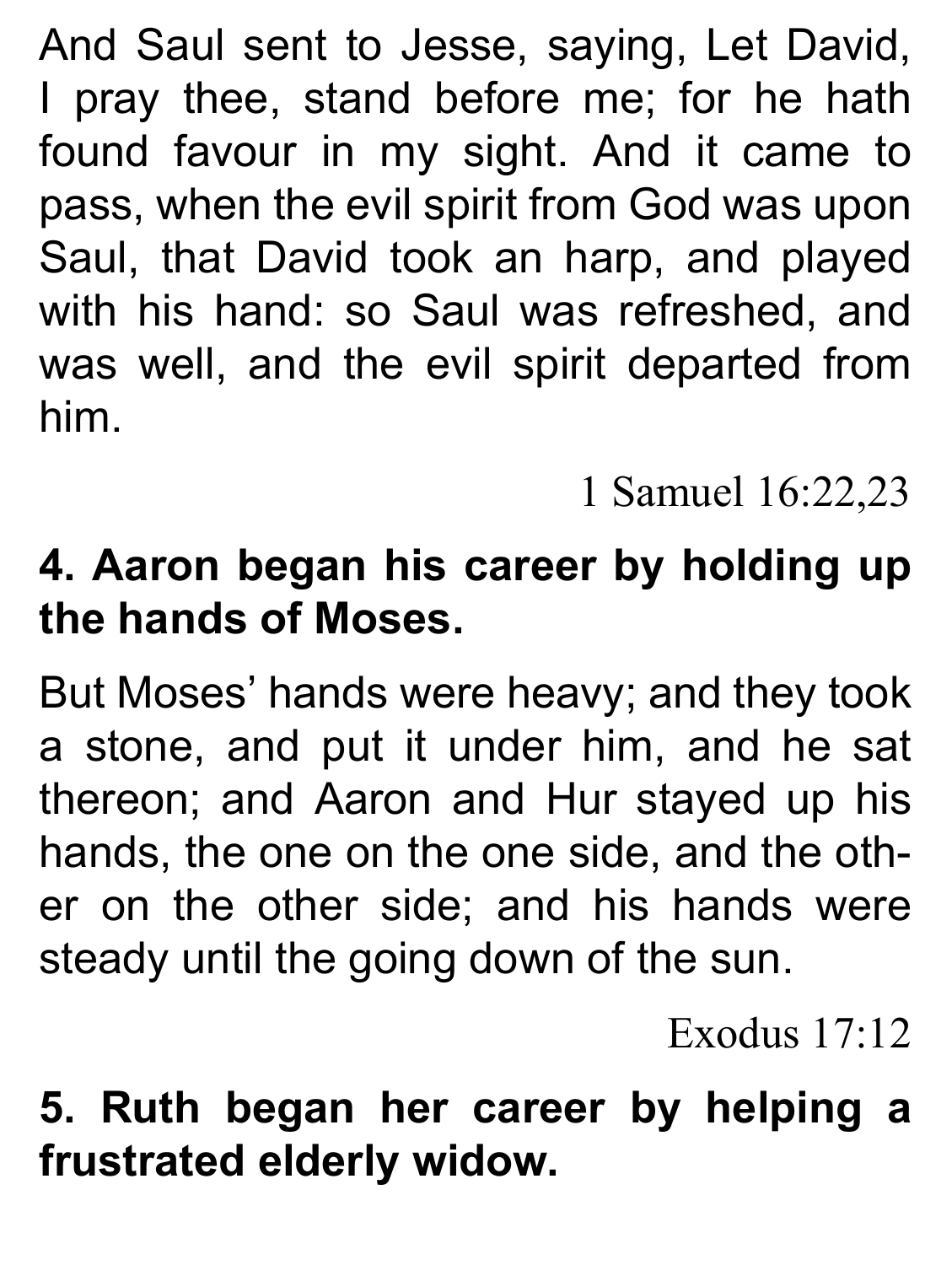And Saul sent to Jesse, saying, Let David, I pray thee, stand before me; for he hath found favour in my sight. And it came to pass, when the evil spirit from God was upon Saul, that David took an harp, and played with his hand: so Saul was refreshed, and was well, and the evil spirit departed from him.

1 Samuel 16:22,23

**4. Aaron began his career by holding up the hands of Moses.**

But Moses' hands were heavy; and they took a stone, and put it under him, and he sat thereon; and Aaron and Hur stayed up his hands, the one on the one side, and the other on the other side; and his hands were steady until the going down of the sun.

Exodus 17:12

**5. Ruth began her career by helping a frustrated elderly widow.**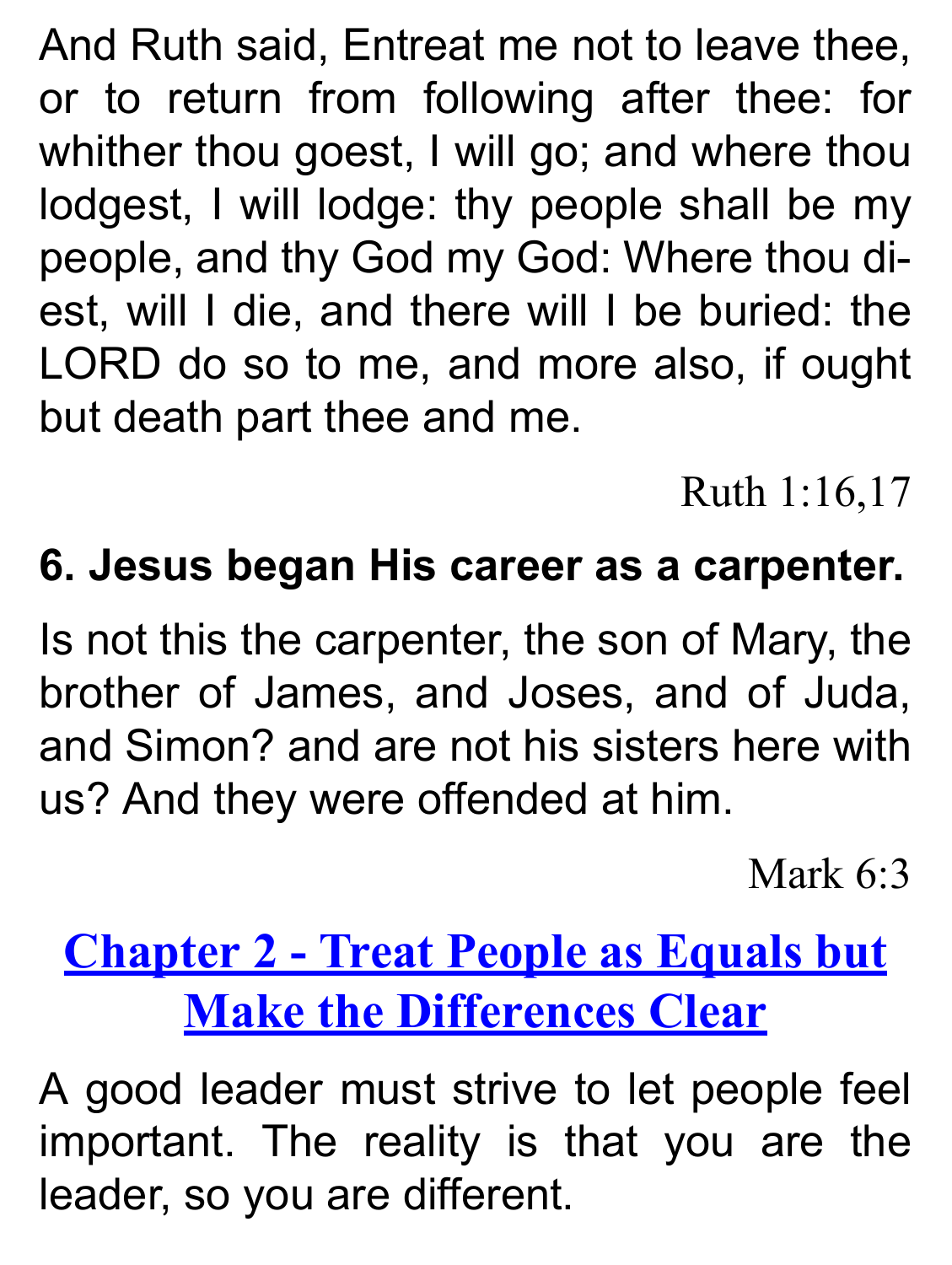And Ruth said, Entreat me not to leave thee, or to return from following after thee: for whither thou goest, I will go; and where thou lodgest, I will lodge: thy people shall be my people, and thy God my God: Where thou diest, will I die, and there will I be buried: the LORD do so to me, and more also, if ought but death part thee and me.

Ruth 1:16,17

**6. Jesus began His career as a carpenter.**

Is not this the carpenter, the son of Mary, the brother of James, and Joses, and of Juda, and Simon? and are not his sisters here with us? And they were offended at him.

Mark 6:3

## Chapter 2 - Treat People as Equals but Make the Differences Clear

A good leader must strive to let people feel important. The reality is that you are the leader, so you are different.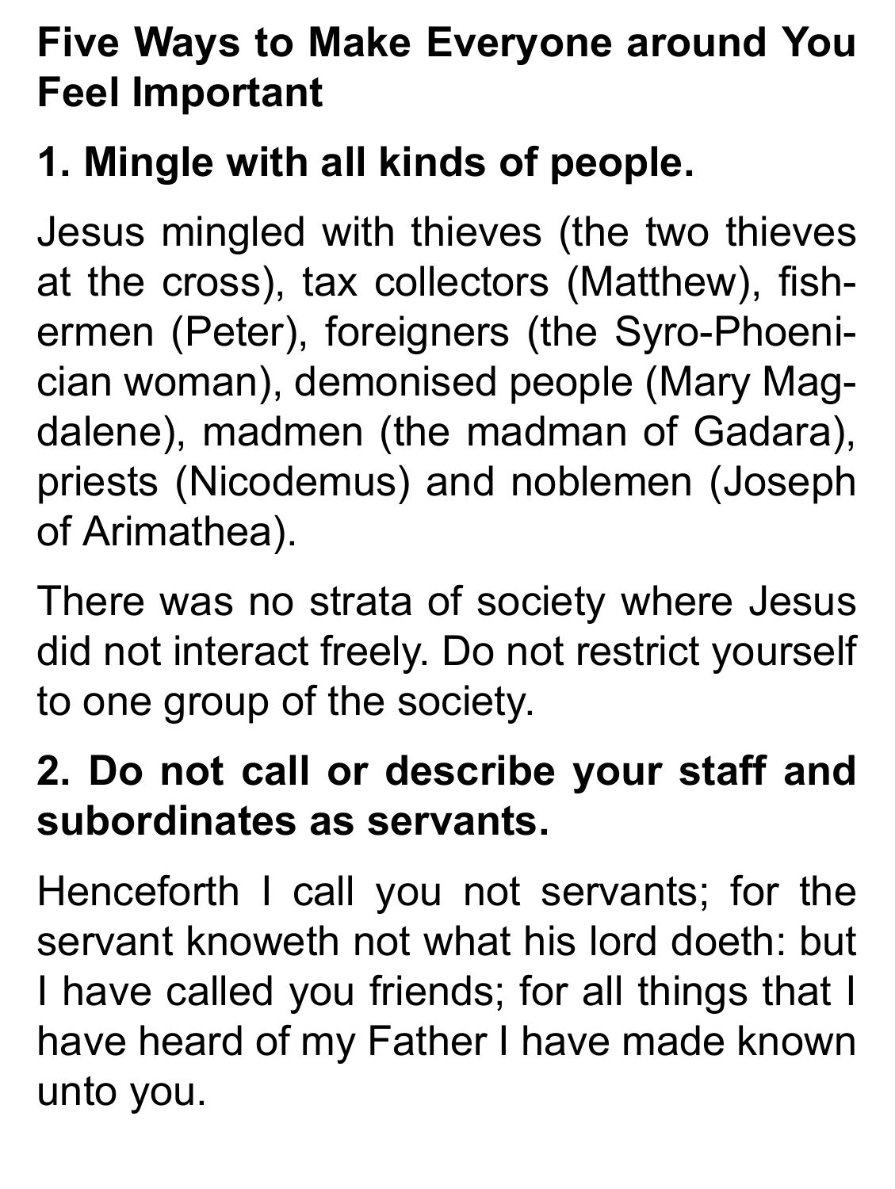## Five Ways to Make Everyone around You Feel Important

### 1. Mingle with all kinds of people.

Jesus mingled with thieves (the two thieves at the cross), tax collectors (Matthew), fishermen (Peter), foreigners (the Syro-Phoenician woman), demonised people (Mary Magdalene), madmen (the madman of Gadara), priests (Nicodemus) and noblemen (Joseph of Arimathea).

There was no strata of society where Jesus did not interact freely. Do not restrict yourself to one group of the society.

### 2. Do not call or describe your staff and subordinates as servants.

Henceforth I call you not servants; for the servant knoweth not what his lord doeth: but I have called you friends; for all things that I have heard of my Father I have made known unto you.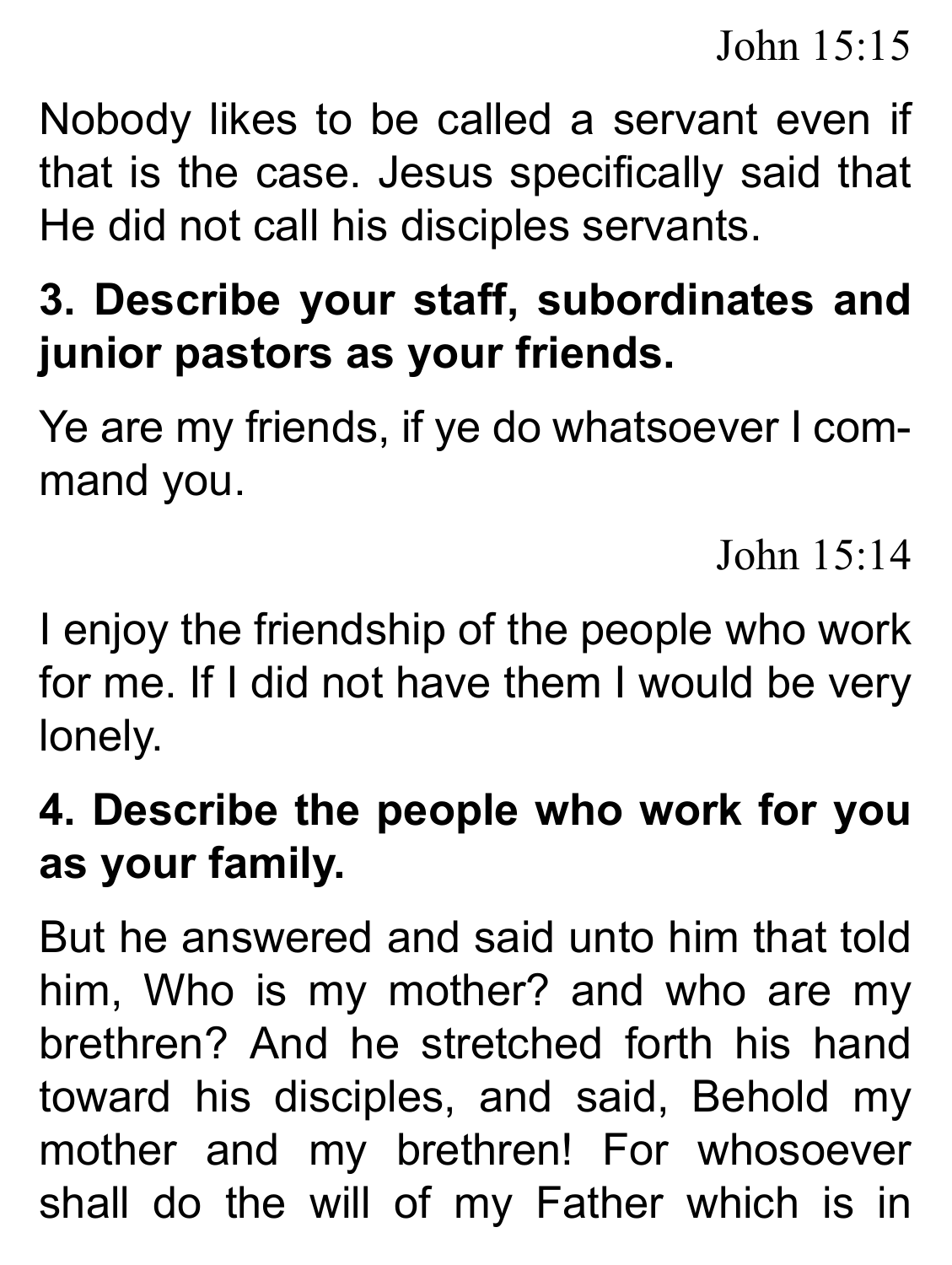John 15:15

Nobody likes to be called a servant even if that is the case. Jesus specifically said that He did not call his disciples servants.

**3. Describe your staff, subordinates and junior pastors as your friends.**

Ye are my friends, if ye do whatsoever I command you.

John 15:14

I enjoy the friendship of the people who work for me. If I did not have them I would be very lonely.

**4. Describe the people who work for you as your family.**

But he answered and said unto him that told him, Who is my mother? and who are my brethren? And he stretched forth his hand toward his disciples, and said, Behold my mother and my brethren! For whosoever shall do the will of my Father which is in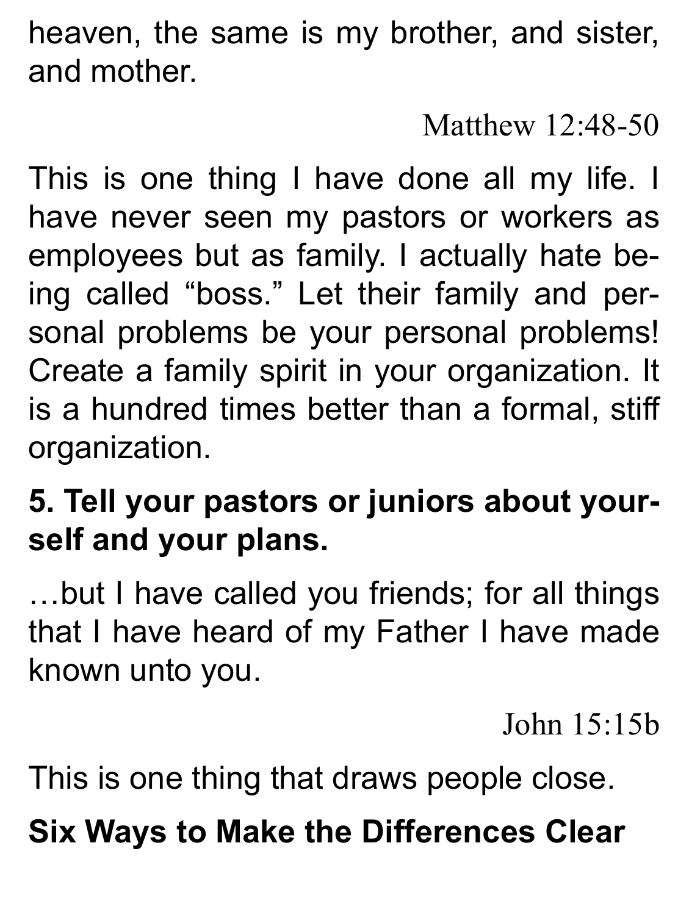heaven, the same is my brother, and sister, and mother.

Matthew 12:48-50

This is one thing I have done all my life. I have never seen my pastors or workers as employees but as family. I actually hate being called "boss." Let their family and personal problems be your personal problems! Create a family spirit in your organization. It is a hundred times better than a formal, stiff organization.

**5. Tell your pastors or juniors about yourself and your plans.**

…but I have called you friends; for all things that I have heard of my Father I have made known unto you.

John 15:15b

This is one thing that draws people close.

**Six Ways to Make the Differences Clear**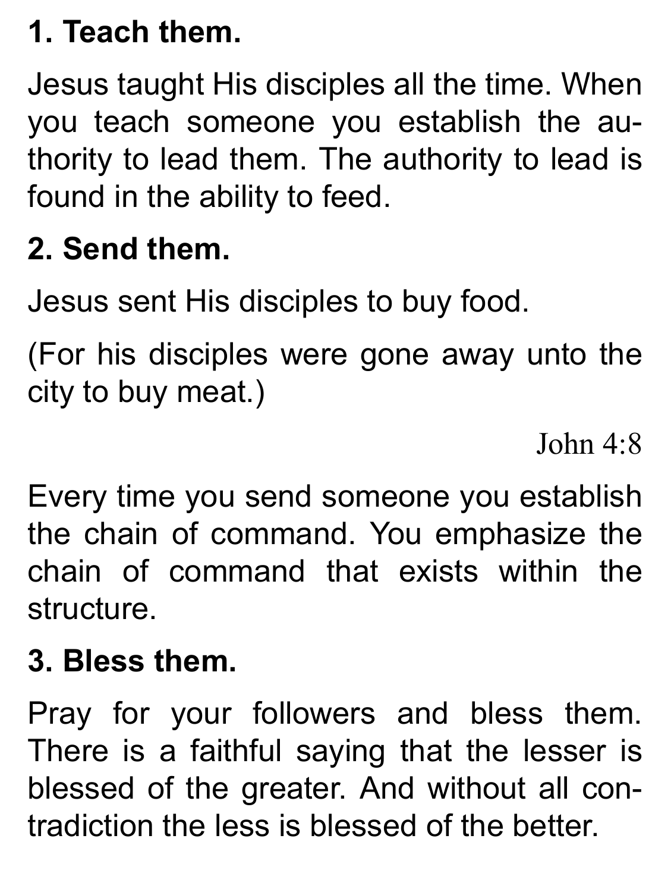**1. Teach them.**

Jesus taught His disciples all the time. When you teach someone you establish the authority to lead them. The authority to lead is found in the ability to feed.

**2. Send them.**

Jesus sent His disciples to buy food.

(For his disciples were gone away unto the city to buy meat.)

John 4:8

Every time you send someone you establish the chain of command. You emphasize the chain of command that exists within the structure.

**3. Bless them.**

Pray for your followers and bless them. There is a faithful saying that the lesser is blessed of the greater. And without all contradiction the less is blessed of the better.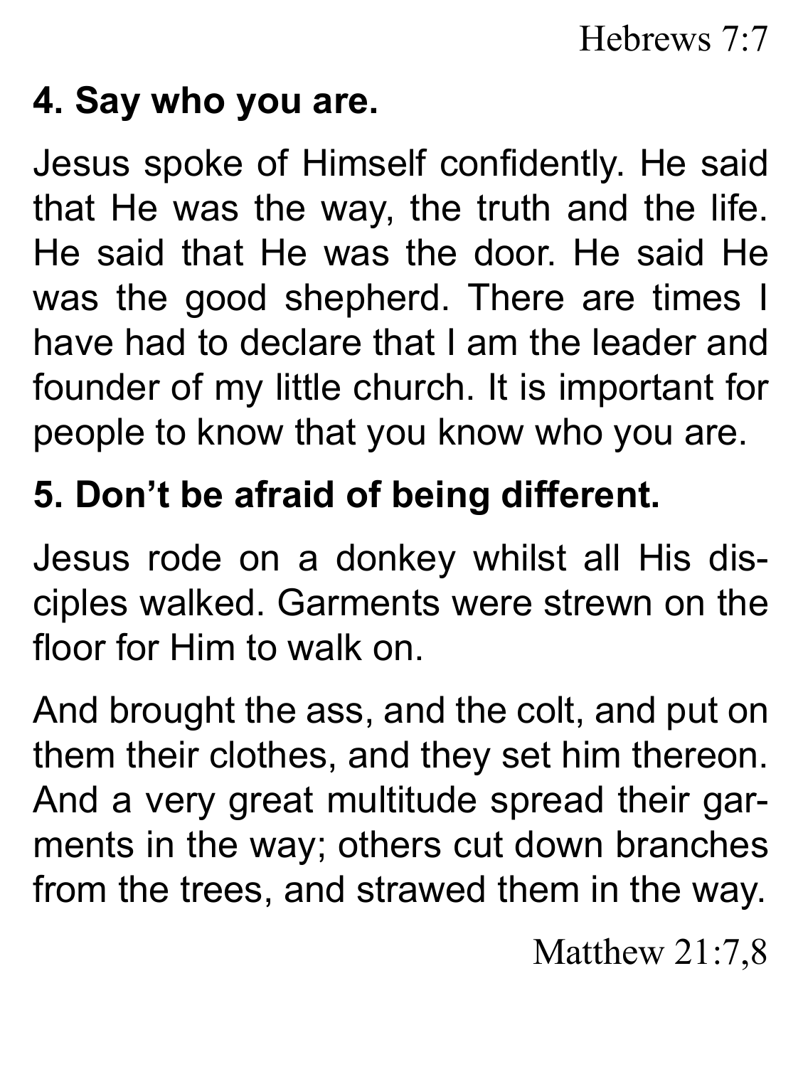Hebrews 7:7

**4. Say who you are.**

Jesus spoke of Himself confidently. He said that He was the way, the truth and the life. He said that He was the door. He said He was the good shepherd. There are times I have had to declare that I am the leader and founder of my little church. It is important for people to know that you know who you are.

**5. Don't be afraid of being different.**

Jesus rode on a donkey whilst all His disciples walked. Garments were strewn on the floor for Him to walk on.

And brought the ass, and the colt, and put on them their clothes, and they set him thereon. And a very great multitude spread their garments in the way; others cut down branches from the trees, and strawed them in the way.

Matthew 21:7,8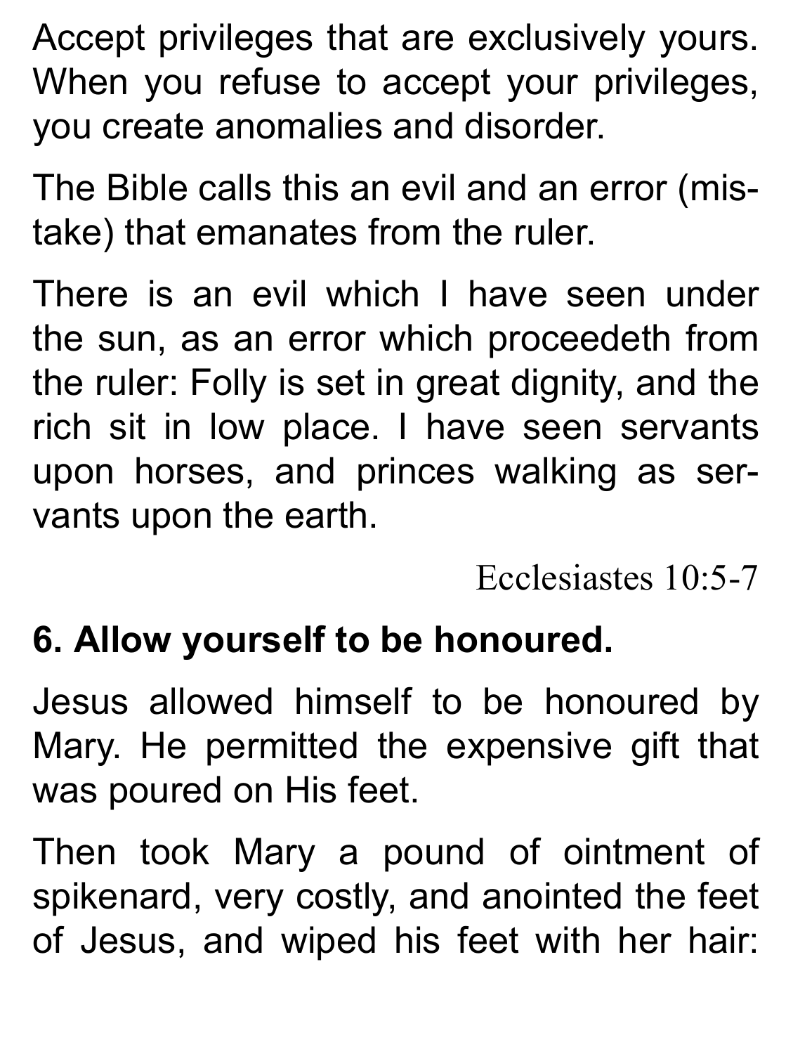Accept privileges that are exclusively yours. When you refuse to accept your privileges, you create anomalies and disorder.

The Bible calls this an evil and an error (mistake) that emanates from the ruler.

There is an evil which I have seen under the sun, as an error which proceedeth from the ruler: Folly is set in great dignity, and the rich sit in low place. I have seen servants upon horses, and princes walking as servants upon the earth.

Ecclesiastes 10:5-7

**6. Allow yourself to be honoured.**

Jesus allowed himself to be honoured by Mary. He permitted the expensive gift that was poured on His feet.

Then took Mary a pound of ointment of spikenard, very costly, and anointed the feet of Jesus, and wiped his feet with her hair: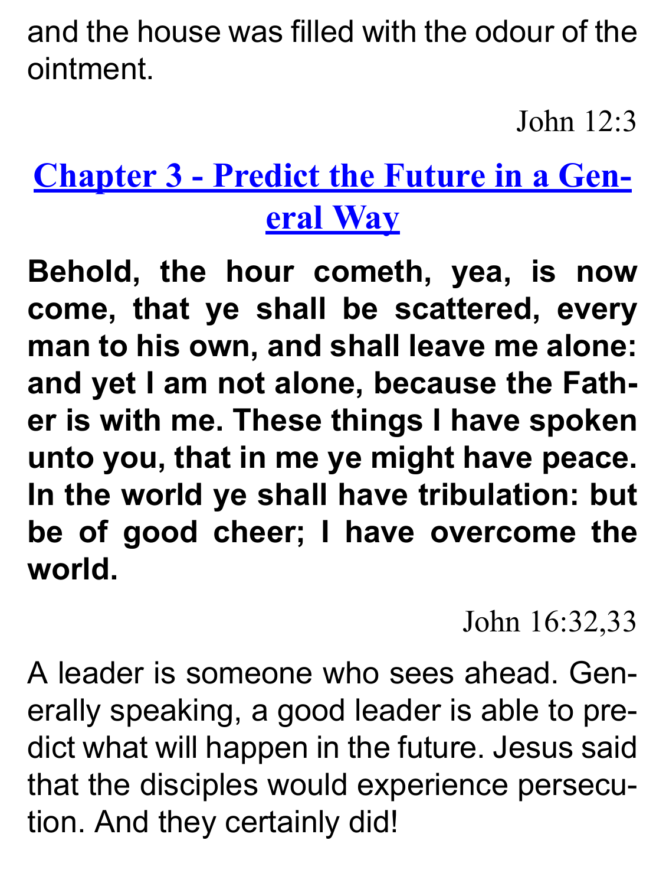and the house was filled with the odour of the ointment.

John 12:3

## Chapter 3 - Predict the Future in a General Way

**Behold, the hour cometh, yea, is now come, that ye shall be scattered, every man to his own, and shall leave me alone: and yet I am not alone, because the Father is with me. These things I have spoken unto you, that in me ye might have peace. In the world ye shall have tribulation: but be of good cheer; I have overcome the world.**

John 16:32,33

A leader is someone who sees ahead. Generally speaking, a good leader is able to predict what will happen in the future. Jesus said that the disciples would experience persecution. And they certainly did!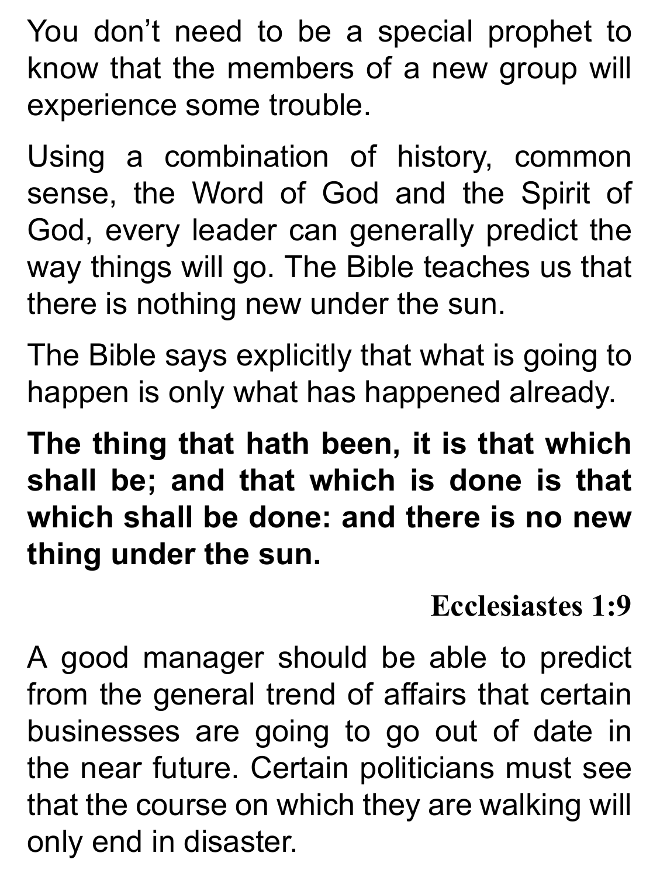You don't need to be a special prophet to know that the members of a new group will experience some trouble.

Using a combination of history, common sense, the Word of God and the Spirit of God, every leader can generally predict the way things will go. The Bible teaches us that there is nothing new under the sun.

The Bible says explicitly that what is going to happen is only what has happened already.

**The thing that hath been, it is that which shall be; and that which is done is that which shall be done: and there is no new thing under the sun.**

**Ecclesiastes 1:9**

A good manager should be able to predict from the general trend of affairs that certain businesses are going to go out of date in the near future. Certain politicians must see that the course on which they are walking will only end in disaster.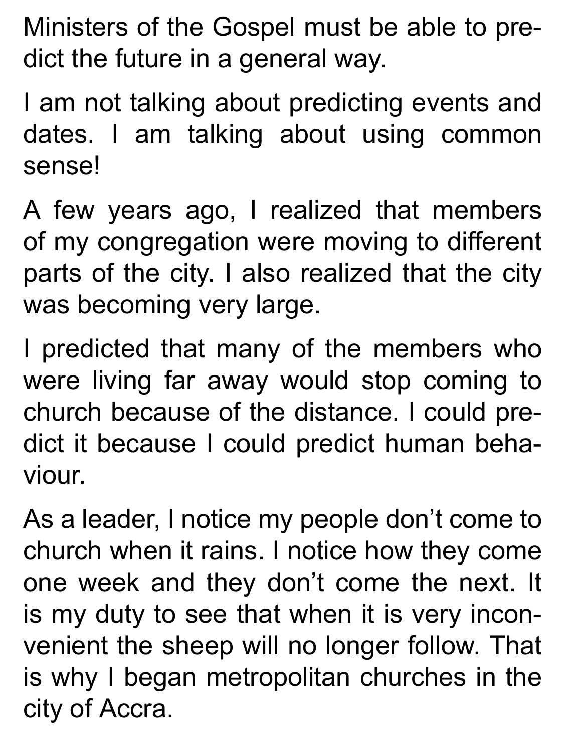Ministers of the Gospel must be able to predict the future in a general way.

I am not talking about predicting events and dates. I am talking about using common sense!

A few years ago, I realized that members of my congregation were moving to different parts of the city. I also realized that the city was becoming very large.

I predicted that many of the members who were living far away would stop coming to church because of the distance. I could predict it because I could predict human behaviour.

As a leader, I notice my people don't come to church when it rains. I notice how they come one week and they don't come the next. It is my duty to see that when it is very inconvenient the sheep will no longer follow. That is why I began metropolitan churches in the city of Accra.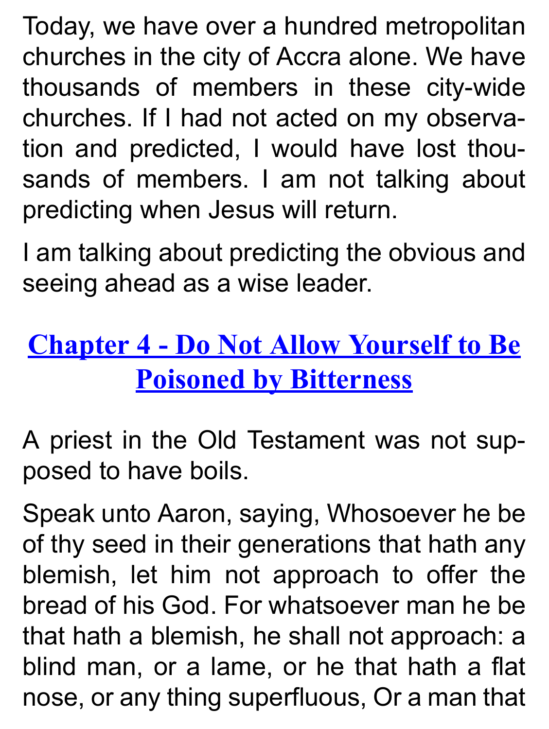Today, we have over a hundred metropolitan churches in the city of Accra alone. We have thousands of members in these city-wide churches. If I had not acted on my observation and predicted, I would have lost thousands of members. I am not talking about predicting when Jesus will return.

I am talking about predicting the obvious and seeing ahead as a wise leader.

## Chapter 4 - Do Not Allow Yourself to Be Poisoned by Bitterness

A priest in the Old Testament was not supposed to have boils.

Speak unto Aaron, saying, Whosoever he be of thy seed in their generations that hath any blemish, let him not approach to offer the bread of his God. For whatsoever man he be that hath a blemish, he shall not approach: a blind man, or a lame, or he that hath a flat nose, or any thing superfluous, Or a man that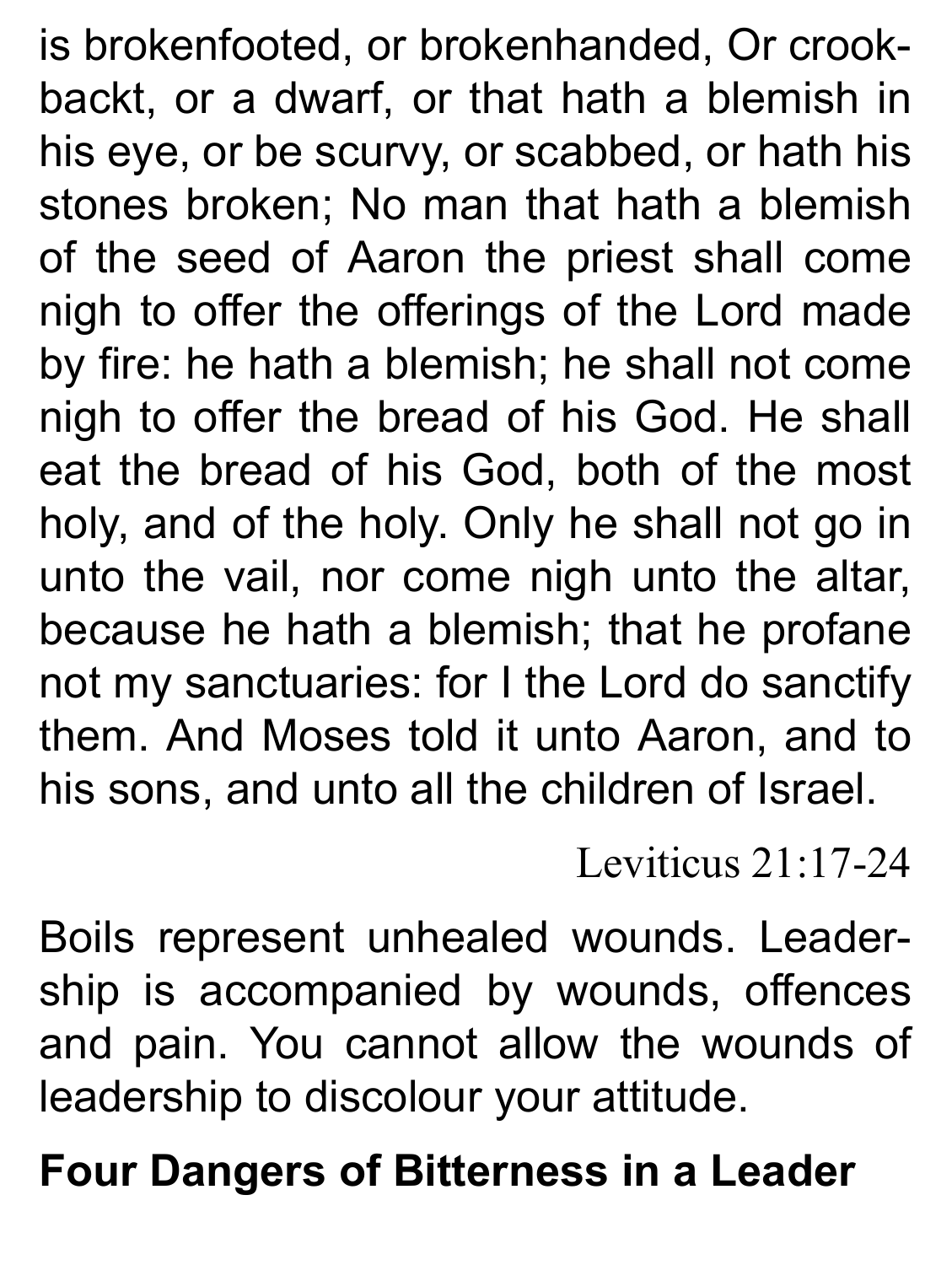is brokenfooted, or brokenhanded, Or crookbackt, or a dwarf, or that hath a blemish in his eye, or be scurvy, or scabbed, or hath his stones broken; No man that hath a blemish of the seed of Aaron the priest shall come nigh to offer the offerings of the Lord made by fire: he hath a blemish; he shall not come nigh to offer the bread of his God. He shall eat the bread of his God, both of the most holy, and of the holy. Only he shall not go in unto the vail, nor come nigh unto the altar, because he hath a blemish; that he profane not my sanctuaries: for I the Lord do sanctify them. And Moses told it unto Aaron, and to his sons, and unto all the children of Israel.

Leviticus 21:17-24

Boils represent unhealed wounds. Leadership is accompanied by wounds, offences and pain. You cannot allow the wounds of leadership to discolour your attitude.

**Four Dangers of Bitterness in a Leader**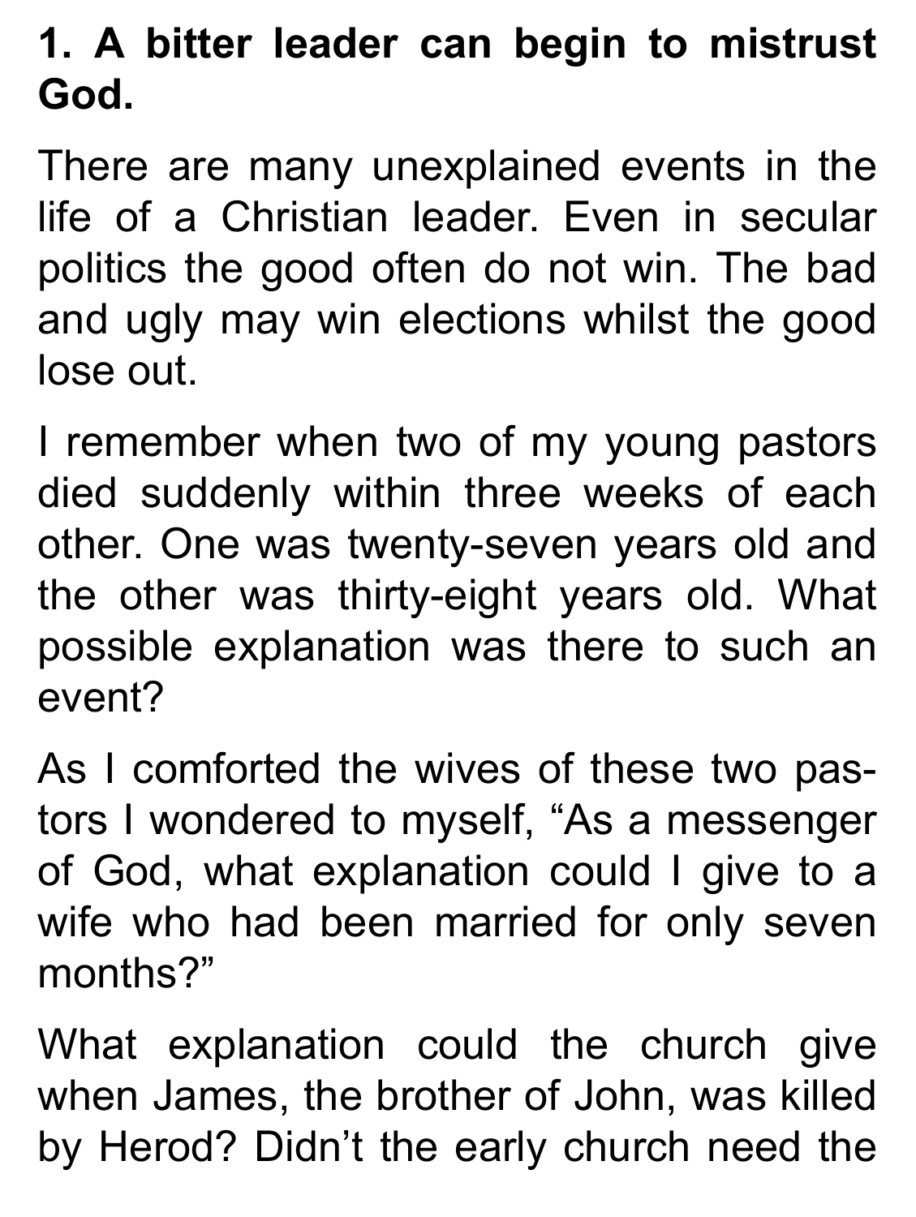**1. A bitter leader can begin to mistrust God.**

There are many unexplained events in the life of a Christian leader. Even in secular politics the good often do not win. The bad and ugly may win elections whilst the good lose out.

I remember when two of my young pastors died suddenly within three weeks of each other. One was twenty-seven years old and the other was thirty-eight years old. What possible explanation was there to such an event?

As I comforted the wives of these two pastors I wondered to myself, "As a messenger of God, what explanation could I give to a wife who had been married for only seven months?"

What explanation could the church give when James, the brother of John, was killed by Herod? Didn't the early church need the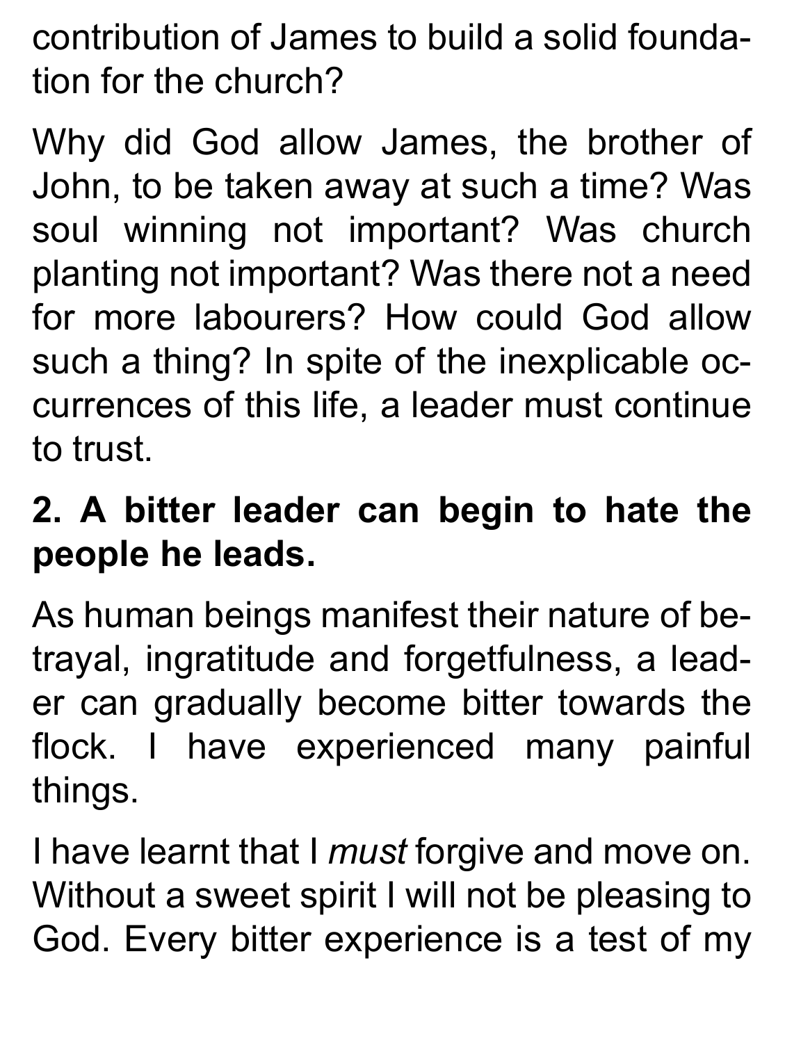contribution of James to build a solid foundation for the church?

Why did God allow James, the brother of John, to be taken away at such a time? Was soul winning not important? Was church planting not important? Was there not a need for more labourers? How could God allow such a thing? In spite of the inexplicable occurrences of this life, a leader must continue to trust.

**2. A bitter leader can begin to hate the people he leads.**

As human beings manifest their nature of betrayal, ingratitude and forgetfulness, a leader can gradually become bitter towards the flock. I have experienced many painful things.

I have learnt that I *must* forgive and move on. Without a sweet spirit I will not be pleasing to God. Every bitter experience is a test of my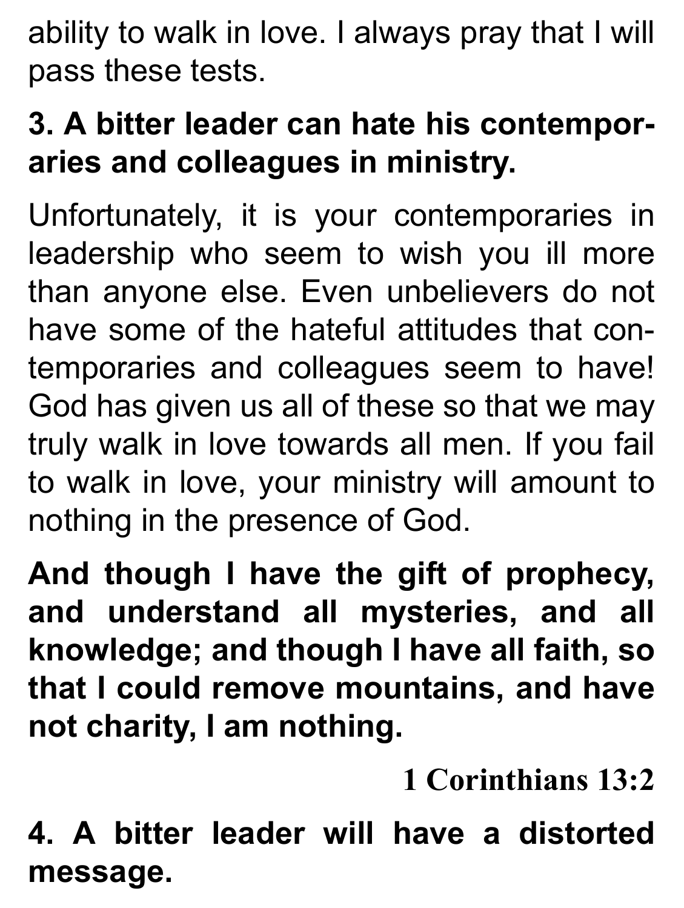ability to walk in love. I always pray that I will pass these tests.

**3. A bitter leader can hate his contemporaries and colleagues in ministry.**

Unfortunately, it is your contemporaries in leadership who seem to wish you ill more than anyone else. Even unbelievers do not have some of the hateful attitudes that contemporaries and colleagues seem to have! God has given us all of these so that we may truly walk in love towards all men. If you fail to walk in love, your ministry will amount to nothing in the presence of God.

**And though I have the gift of prophecy, and understand all mysteries, and all knowledge; and though I have all faith, so that I could remove mountains, and have not charity, I am nothing.**

**1 Corinthians 13:2**

**4. A bitter leader will have a distorted message.**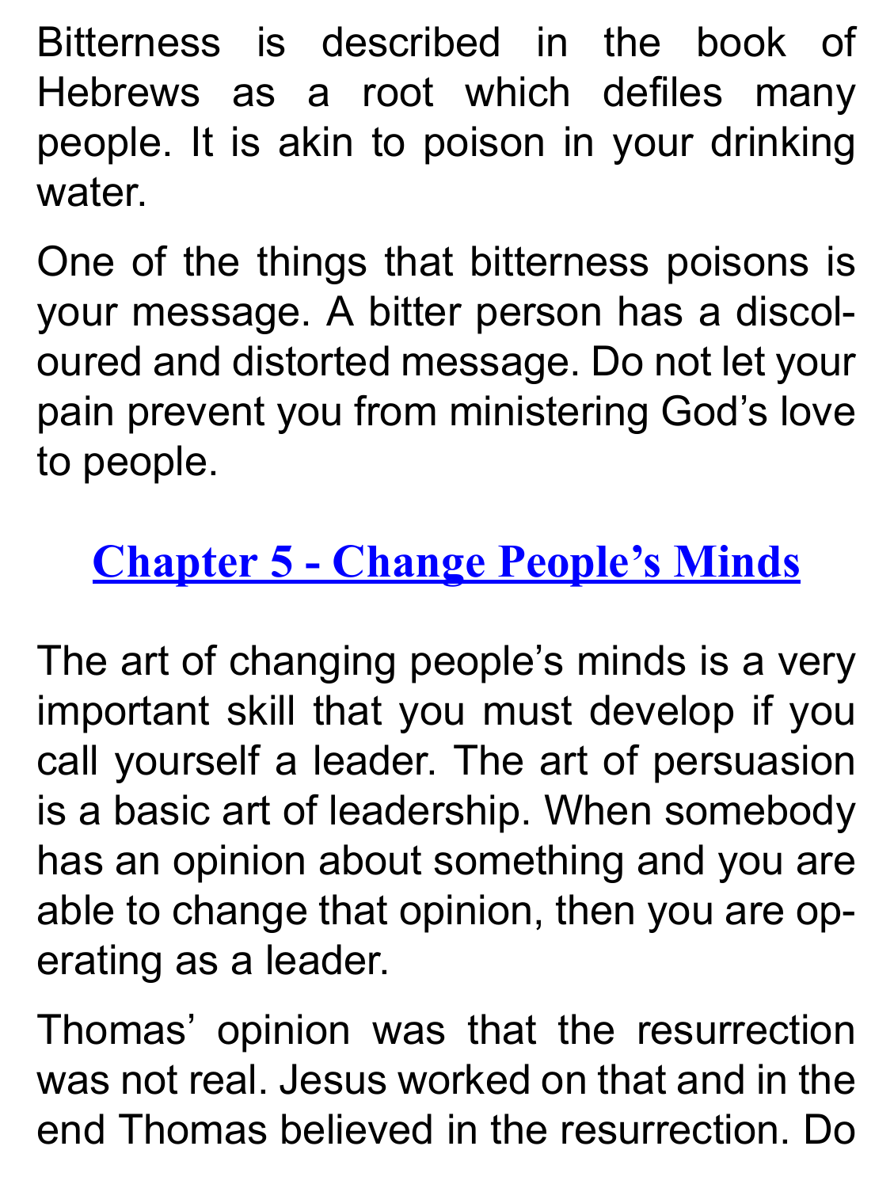Bitterness is described in the book of Hebrews as a root which defiles many people. It is akin to poison in your drinking water.

One of the things that bitterness poisons is your message. A bitter person has a discoloured and distorted message. Do not let your pain prevent you from ministering God's love to people.

## Chapter 5 - Change People's Minds

The art of changing people's minds is a very important skill that you must develop if you call yourself a leader. The art of persuasion is a basic art of leadership. When somebody has an opinion about something and you are able to change that opinion, then you are operating as a leader.

Thomas' opinion was that the resurrection was not real. Jesus worked on that and in the end Thomas believed in the resurrection. Do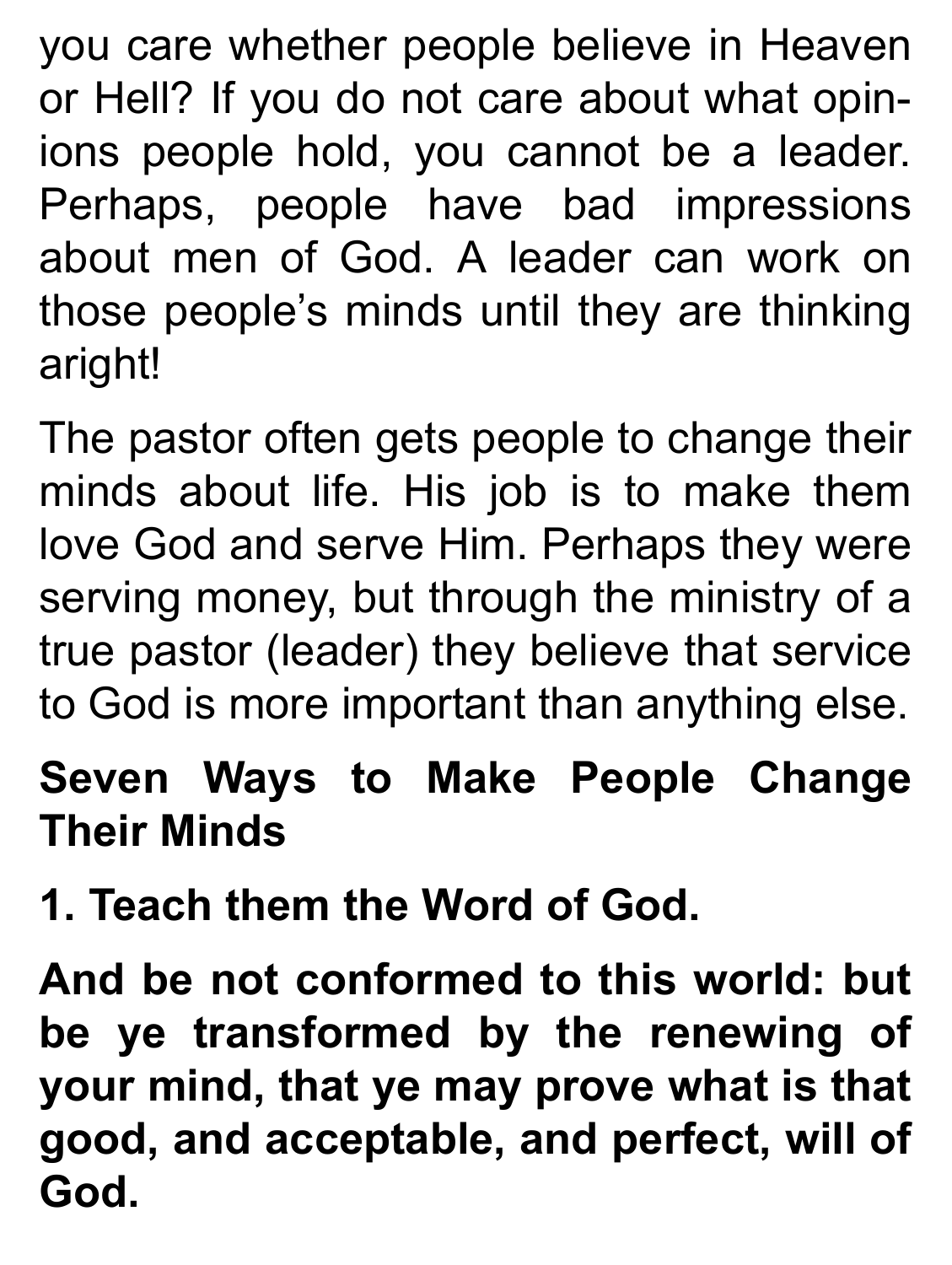you care whether people believe in Heaven or Hell? If you do not care about what opinions people hold, you cannot be a leader. Perhaps, people have bad impressions about men of God. A leader can work on those people's minds until they are thinking aright!

The pastor often gets people to change their minds about life. His job is to make them love God and serve Him. Perhaps they were serving money, but through the ministry of a true pastor (leader) they believe that service to God is more important than anything else.

**Seven Ways to Make People Change Their Minds**

**1. Teach them the Word of God.**

**And be not conformed to this world: but be ye transformed by the renewing of your mind, that ye may prove what is that good, and acceptable, and perfect, will of God.**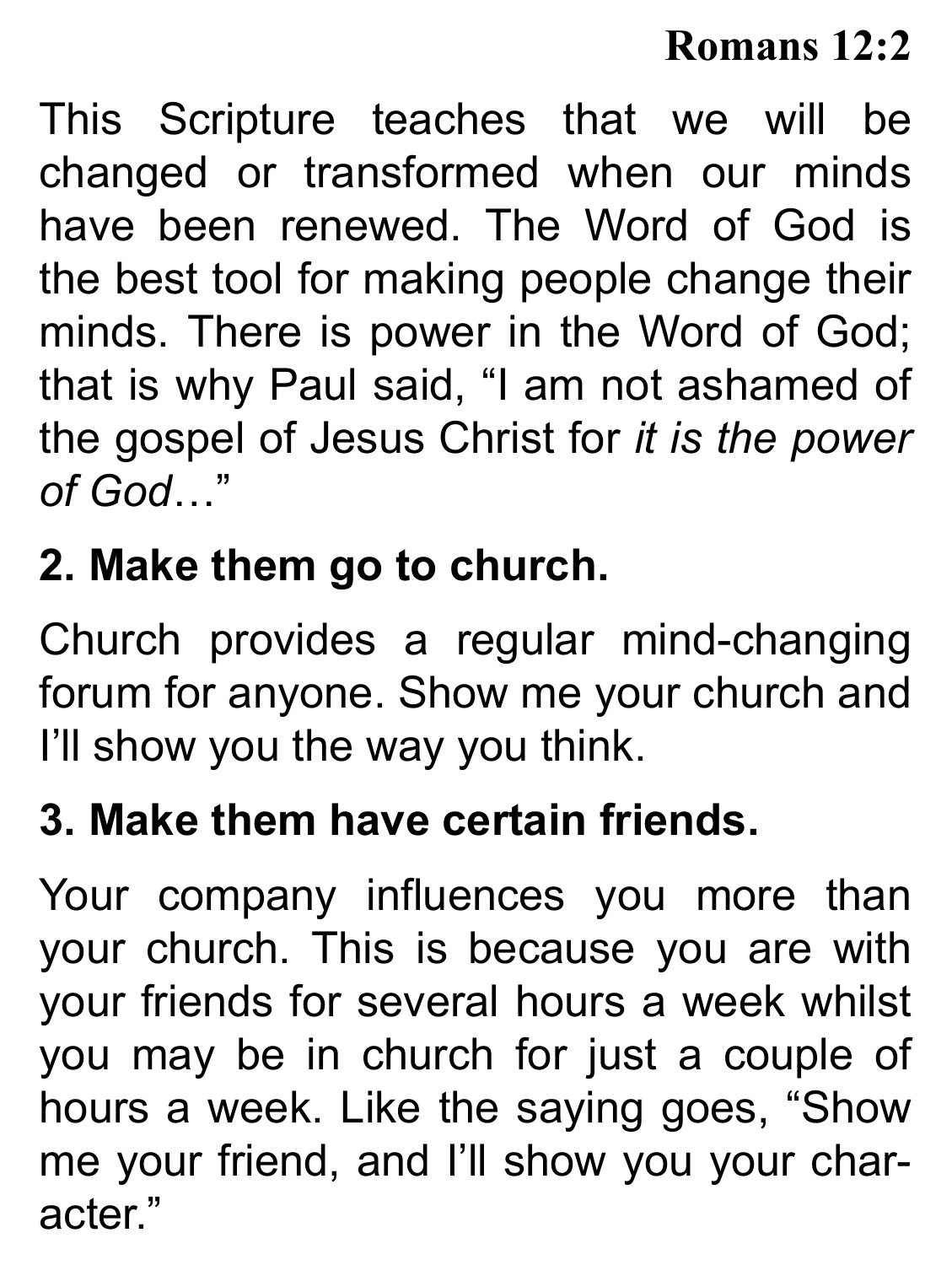**Romans 12:2**

This Scripture teaches that we will be changed or transformed when our minds have been renewed. The Word of God is the best tool for making people change their minds. There is power in the Word of God; that is why Paul said, "I am not ashamed of the gospel of Jesus Christ for *it is the power of God*…"

**2. Make them go to church.**

Church provides a regular mind-changing forum for anyone. Show me your church and I'll show you the way you think.

**3. Make them have certain friends.**

Your company influences you more than your church. This is because you are with your friends for several hours a week whilst you may be in church for just a couple of hours a week. Like the saying goes, "Show me your friend, and I'll show you your character."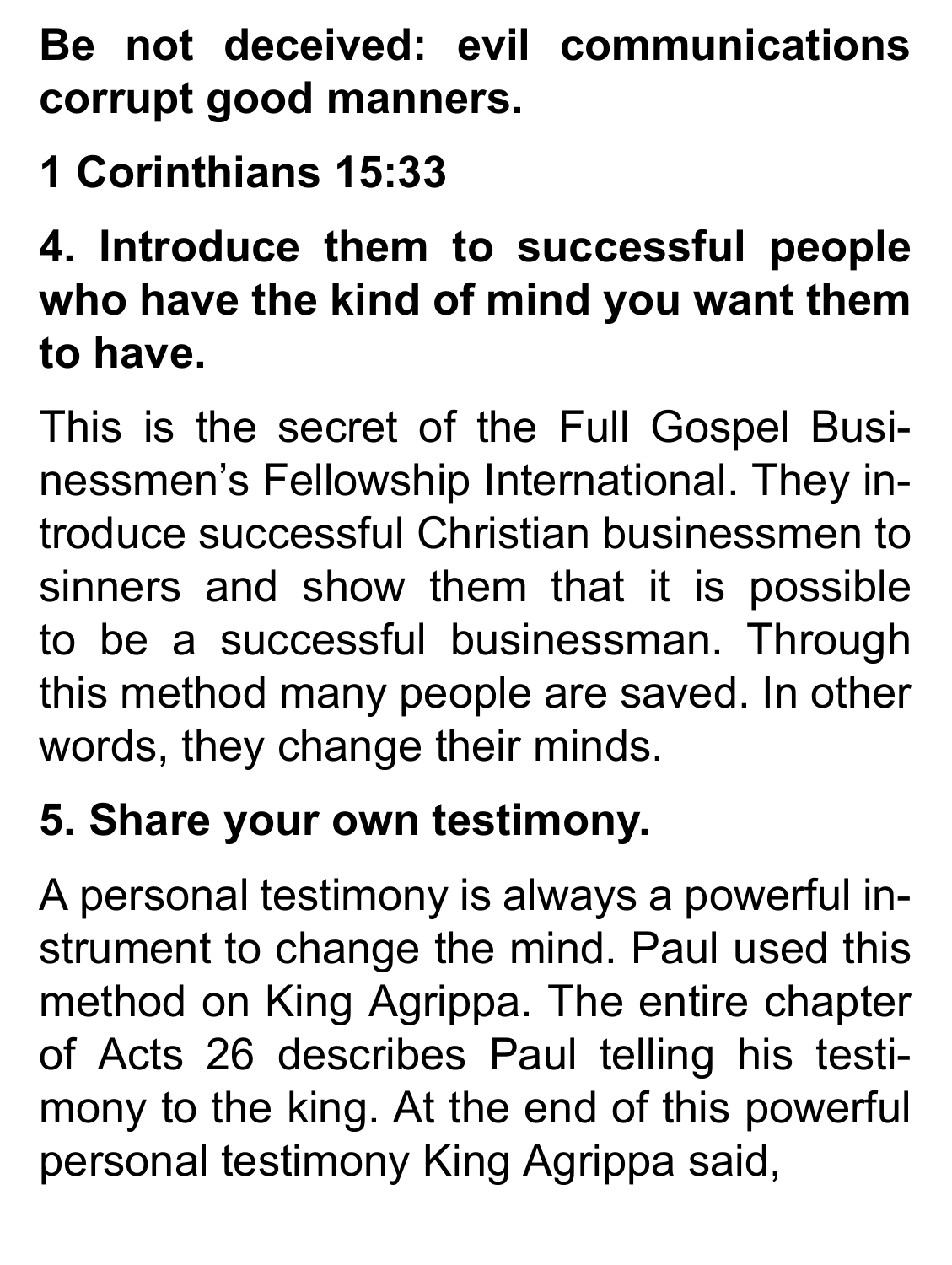**Be not deceived: evil communications corrupt good manners.**

**1 Corinthians 15:33**

**4. Introduce them to successful people who have the kind of mind you want them to have.**

This is the secret of the Full Gospel Businessmen's Fellowship International. They introduce successful Christian businessmen to sinners and show them that it is possible to be a successful businessman. Through this method many people are saved. In other words, they change their minds.

**5. Share your own testimony.**

A personal testimony is always a powerful instrument to change the mind. Paul used this method on King Agrippa. The entire chapter of Acts 26 describes Paul telling his testimony to the king. At the end of this powerful personal testimony King Agrippa said,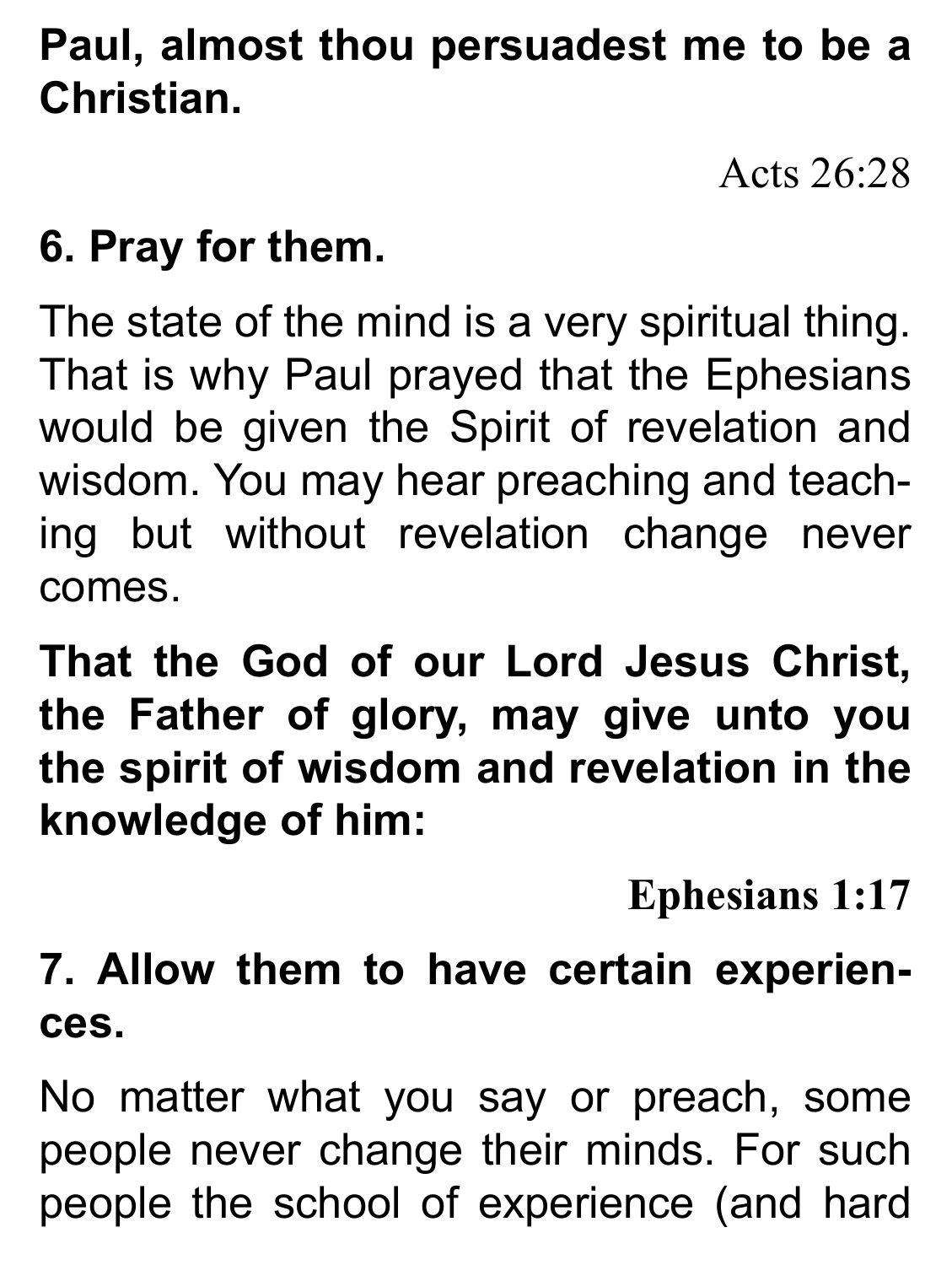**Paul, almost thou persuadest me to be a Christian.**

Acts 26:28

## 6. Pray for them.

The state of the mind is a very spiritual thing. That is why Paul prayed that the Ephesians would be given the Spirit of revelation and wisdom. You may hear preaching and teaching but without revelation change never comes.

**That the God of our Lord Jesus Christ, the Father of glory, may give unto you the spirit of wisdom and revelation in the knowledge of him:**

**Ephesians 1:17**

## 7. Allow them to have certain experiences.

No matter what you say or preach, some people never change their minds. For such people the school of experience (and hard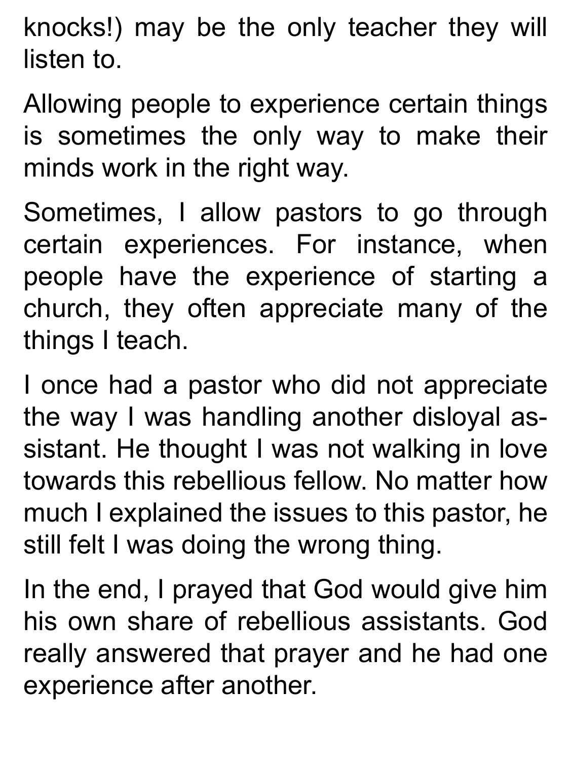knocks!) may be the only teacher they will listen to.

Allowing people to experience certain things is sometimes the only way to make their minds work in the right way.

Sometimes, I allow pastors to go through certain experiences. For instance, when people have the experience of starting a church, they often appreciate many of the things I teach.

I once had a pastor who did not appreciate the way I was handling another disloyal assistant. He thought I was not walking in love towards this rebellious fellow. No matter how much I explained the issues to this pastor, he still felt I was doing the wrong thing.

In the end, I prayed that God would give him his own share of rebellious assistants. God really answered that prayer and he had one experience after another.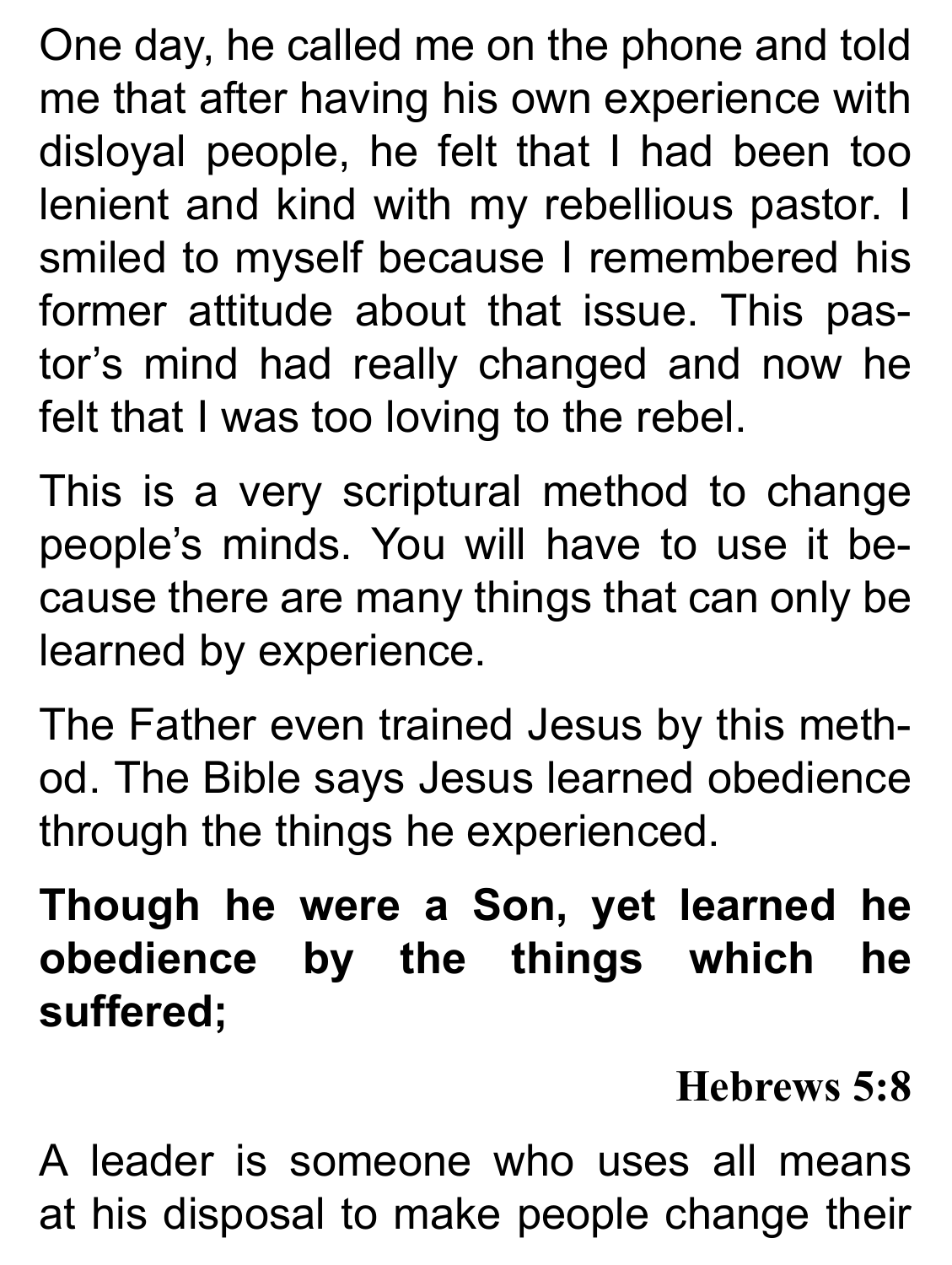One day, he called me on the phone and told me that after having his own experience with disloyal people, he felt that I had been too lenient and kind with my rebellious pastor. I smiled to myself because I remembered his former attitude about that issue. This pastor's mind had really changed and now he felt that I was too loving to the rebel.

This is a very scriptural method to change people's minds. You will have to use it because there are many things that can only be learned by experience.

The Father even trained Jesus by this method. The Bible says Jesus learned obedience through the things he experienced.

**Though he were a Son, yet learned he obedience by the things which he suffered;**

**Hebrews 5:8**

A leader is someone who uses all means at his disposal to make people change their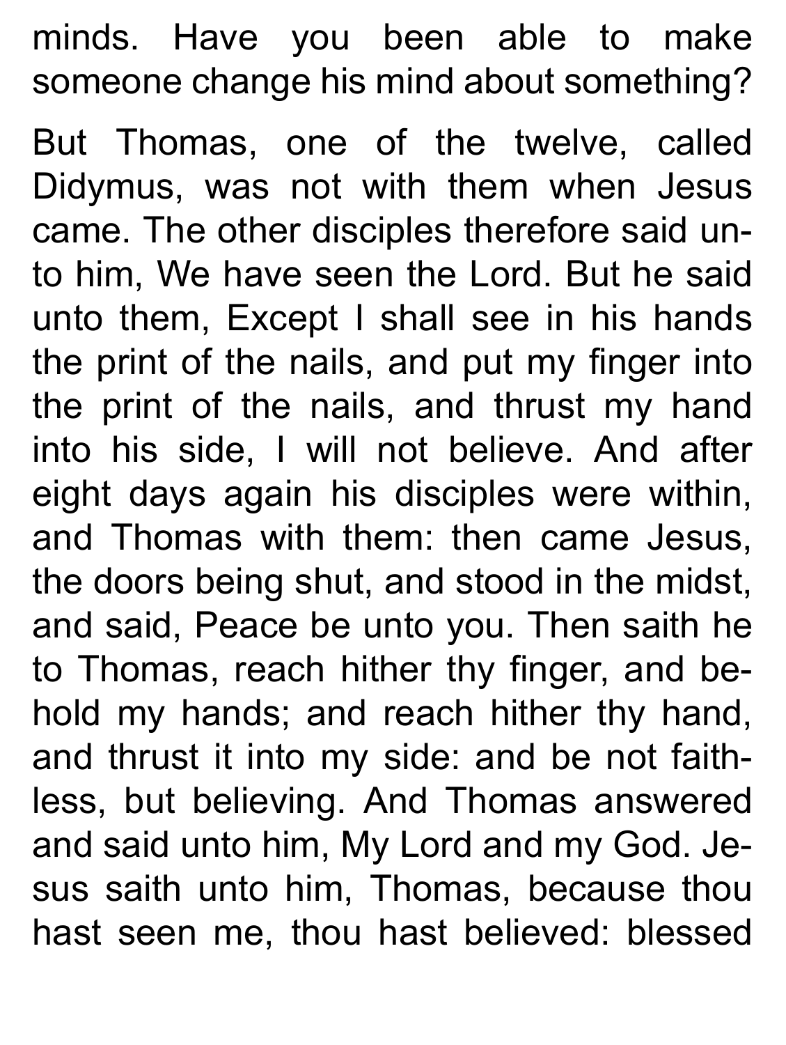minds. Have you been able to make someone change his mind about something?

But Thomas, one of the twelve, called Didymus, was not with them when Jesus came. The other disciples therefore said unto him, We have seen the Lord. But he said unto them, Except I shall see in his hands the print of the nails, and put my finger into the print of the nails, and thrust my hand into his side, I will not believe. And after eight days again his disciples were within, and Thomas with them: then came Jesus, the doors being shut, and stood in the midst, and said, Peace be unto you. Then saith he to Thomas, reach hither thy finger, and behold my hands; and reach hither thy hand, and thrust it into my side: and be not faithless, but believing. And Thomas answered and said unto him, My Lord and my God. Jesus saith unto him, Thomas, because thou hast seen me, thou hast believed: blessed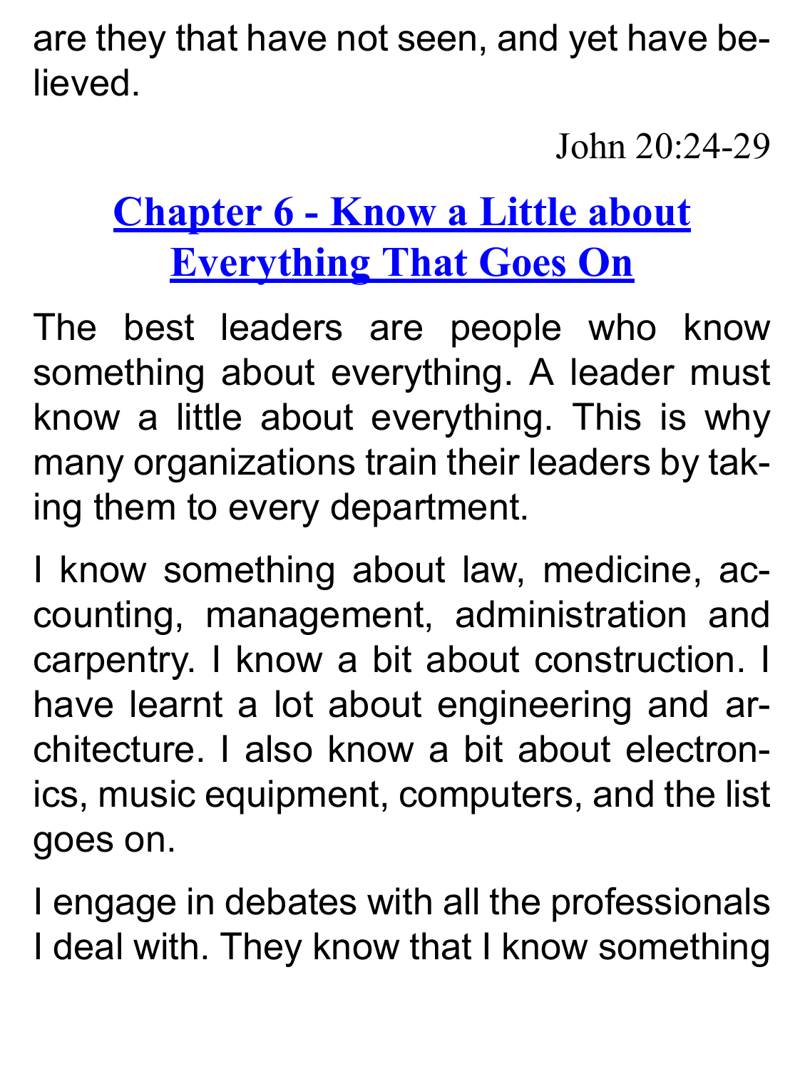are they that have not seen, and yet have believed.

John 20:24-29

## Chapter 6 - Know a Little about Everything That Goes On

The best leaders are people who know something about everything. A leader must know a little about everything. This is why many organizations train their leaders by taking them to every department.

I know something about law, medicine, accounting, management, administration and carpentry. I know a bit about construction. I have learnt a lot about engineering and architecture. I also know a bit about electronics, music equipment, computers, and the list goes on.

I engage in debates with all the professionals I deal with. They know that I know something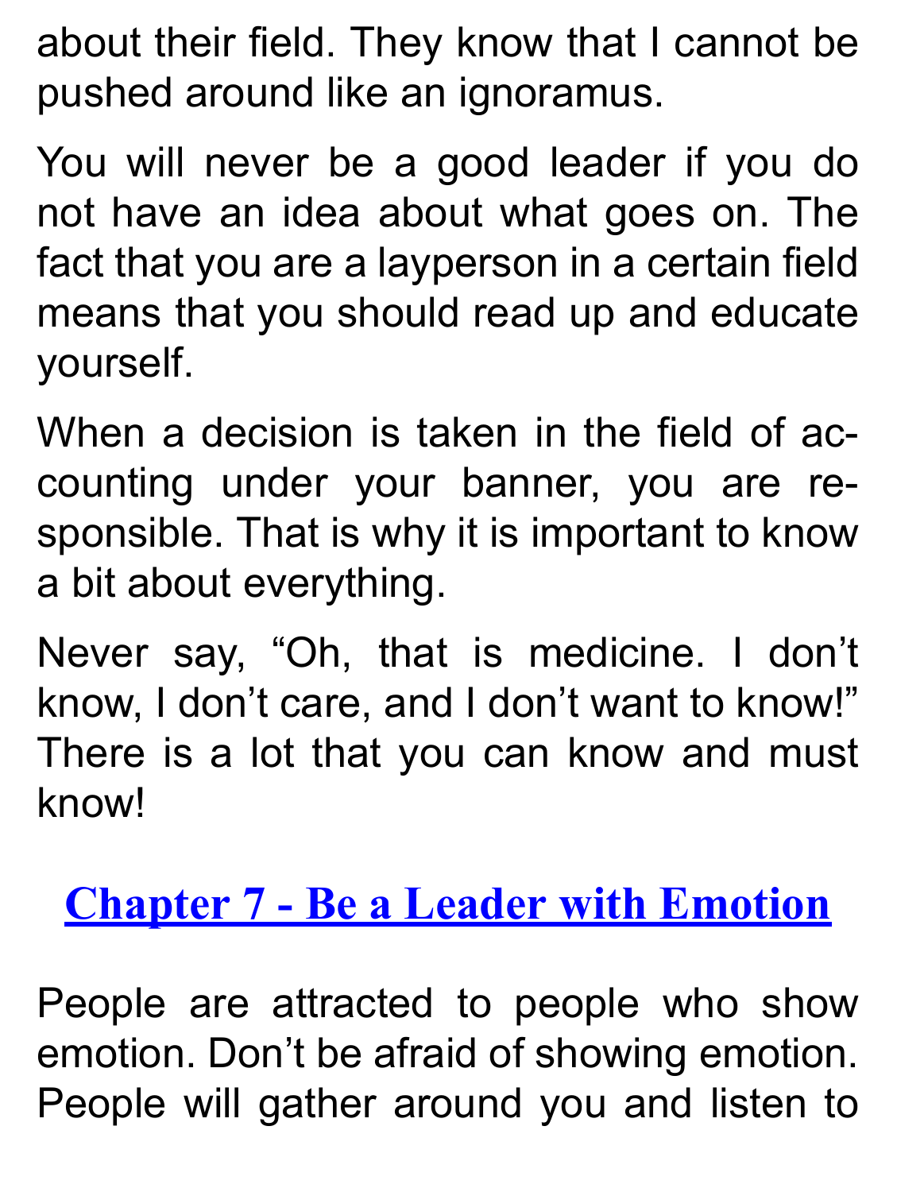about their field. They know that I cannot be pushed around like an ignoramus.

You will never be a good leader if you do not have an idea about what goes on. The fact that you are a layperson in a certain field means that you should read up and educate yourself.

When a decision is taken in the field of accounting under your banner, you are responsible. That is why it is important to know a bit about everything.

Never say, “Oh, that is medicine. I don’t know, I don’t care, and I don’t want to know!” There is a lot that you can know and must know!

## Chapter 7 - Be a Leader with Emotion

People are attracted to people who show emotion. Don’t be afraid of showing emotion. People will gather around you and listen to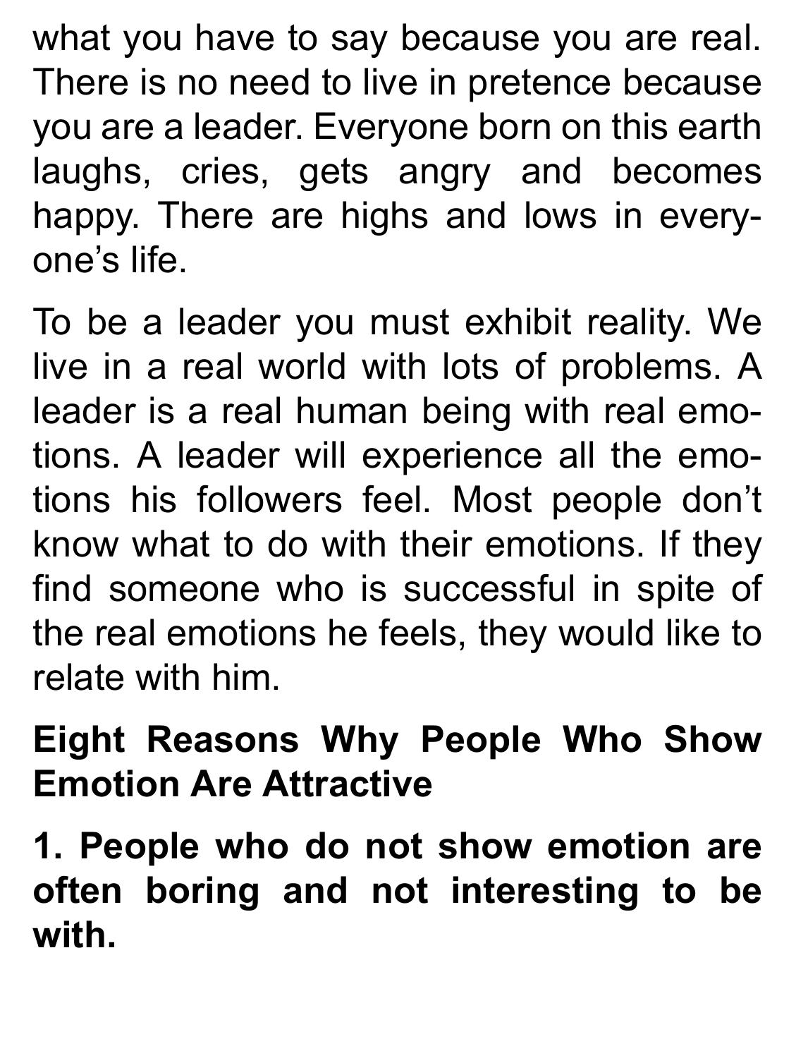what you have to say because you are real. There is no need to live in pretence because you are a leader. Everyone born on this earth laughs, cries, gets angry and becomes happy. There are highs and lows in everyone's life.

To be a leader you must exhibit reality. We live in a real world with lots of problems. A leader is a real human being with real emotions. A leader will experience all the emotions his followers feel. Most people don't know what to do with their emotions. If they find someone who is successful in spite of the real emotions he feels, they would like to relate with him.

## Eight Reasons Why People Who Show Emotion Are Attractive

**1. People who do not show emotion are often boring and not interesting to be with.**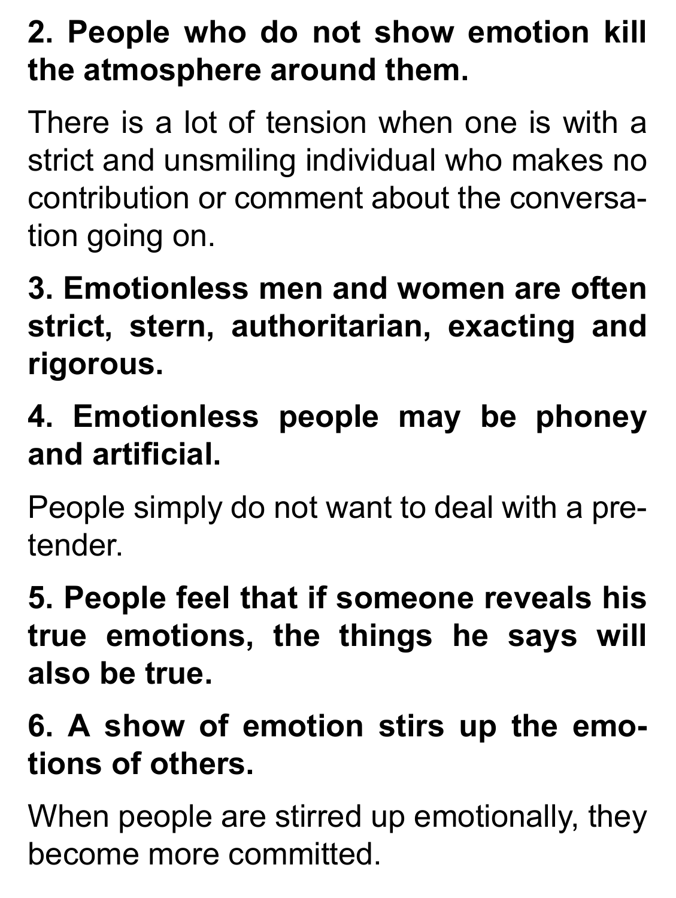**2. People who do not show emotion kill the atmosphere around them.**

There is a lot of tension when one is with a strict and unsmiling individual who makes no contribution or comment about the conversation going on.

**3. Emotionless men and women are often strict, stern, authoritarian, exacting and rigorous.**

**4. Emotionless people may be phoney and artificial.**

People simply do not want to deal with a pretender.

**5. People feel that if someone reveals his true emotions, the things he says will also be true.**

**6. A show of emotion stirs up the emotions of others.**

When people are stirred up emotionally, they become more committed.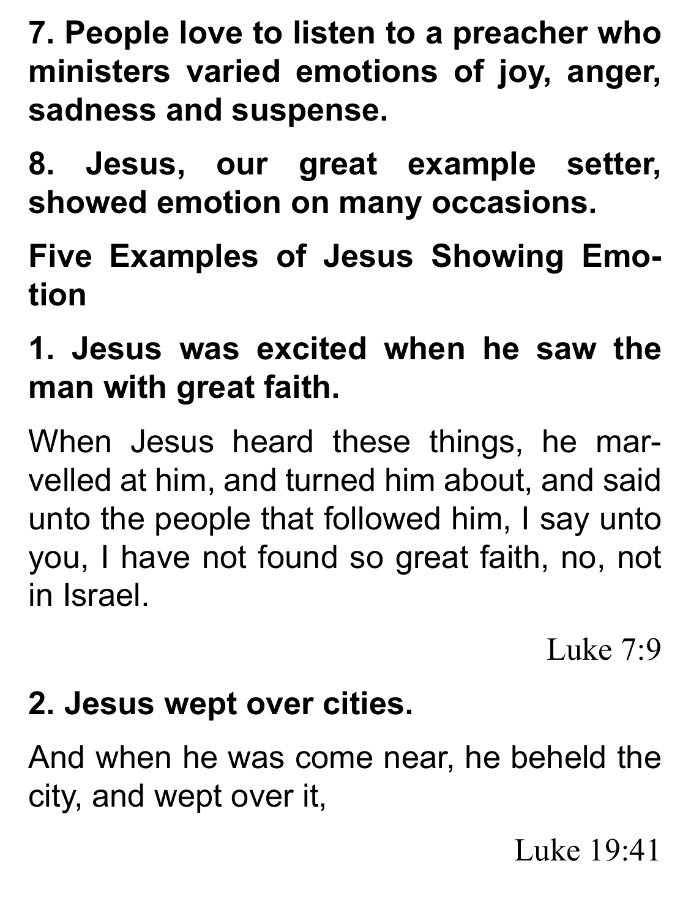**7. People love to listen to a preacher who ministers varied emotions of joy, anger, sadness and suspense.**

**8. Jesus, our great example setter, showed emotion on many occasions.**

**Five Examples of Jesus Showing Emotion**

**1. Jesus was excited when he saw the man with great faith.**

When Jesus heard these things, he marvelled at him, and turned him about, and said unto the people that followed him, I say unto you, I have not found so great faith, no, not in Israel.

Luke 7:9

**2. Jesus wept over cities.**

And when he was come near, he beheld the city, and wept over it,

Luke 19:41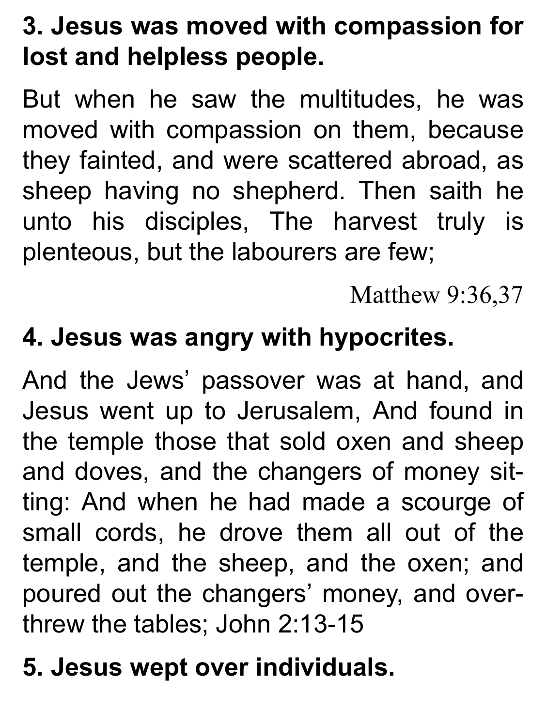**3. Jesus was moved with compassion for lost and helpless people.**

But when he saw the multitudes, he was moved with compassion on them, because they fainted, and were scattered abroad, as sheep having no shepherd. Then saith he unto his disciples, The harvest truly is plenteous, but the labourers are few;

Matthew 9:36,37

**4. Jesus was angry with hypocrites.**

And the Jews' passover was at hand, and Jesus went up to Jerusalem, And found in the temple those that sold oxen and sheep and doves, and the changers of money sitting: And when he had made a scourge of small cords, he drove them all out of the temple, and the sheep, and the oxen; and poured out the changers' money, and overthrew the tables; John 2:13-15

**5. Jesus wept over individuals.**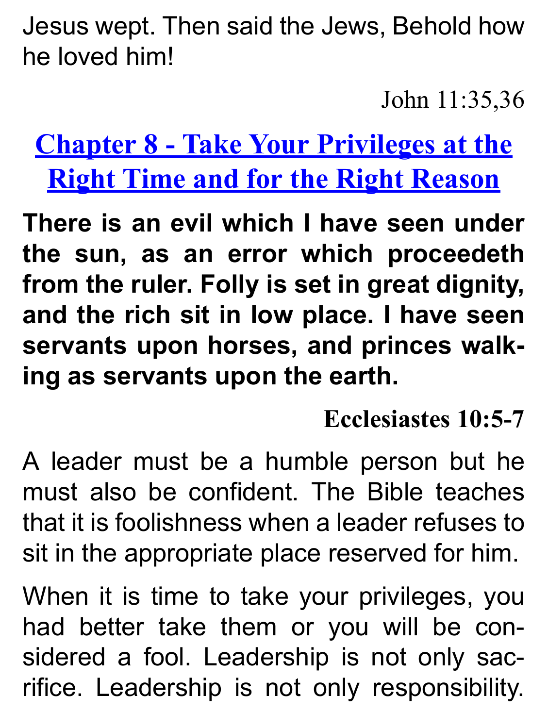Jesus wept. Then said the Jews, Behold how he loved him!

John 11:35,36

## Chapter 8 - Take Your Privileges at the Right Time and for the Right Reason

**There is an evil which I have seen under the sun, as an error which proceedeth from the ruler. Folly is set in great dignity, and the rich sit in low place. I have seen servants upon horses, and princes walking as servants upon the earth.**

**Ecclesiastes 10:5-7**

A leader must be a humble person but he must also be confident. The Bible teaches that it is foolishness when a leader refuses to sit in the appropriate place reserved for him.

When it is time to take your privileges, you had better take them or you will be considered a fool. Leadership is not only sacrifice. Leadership is not only responsibility.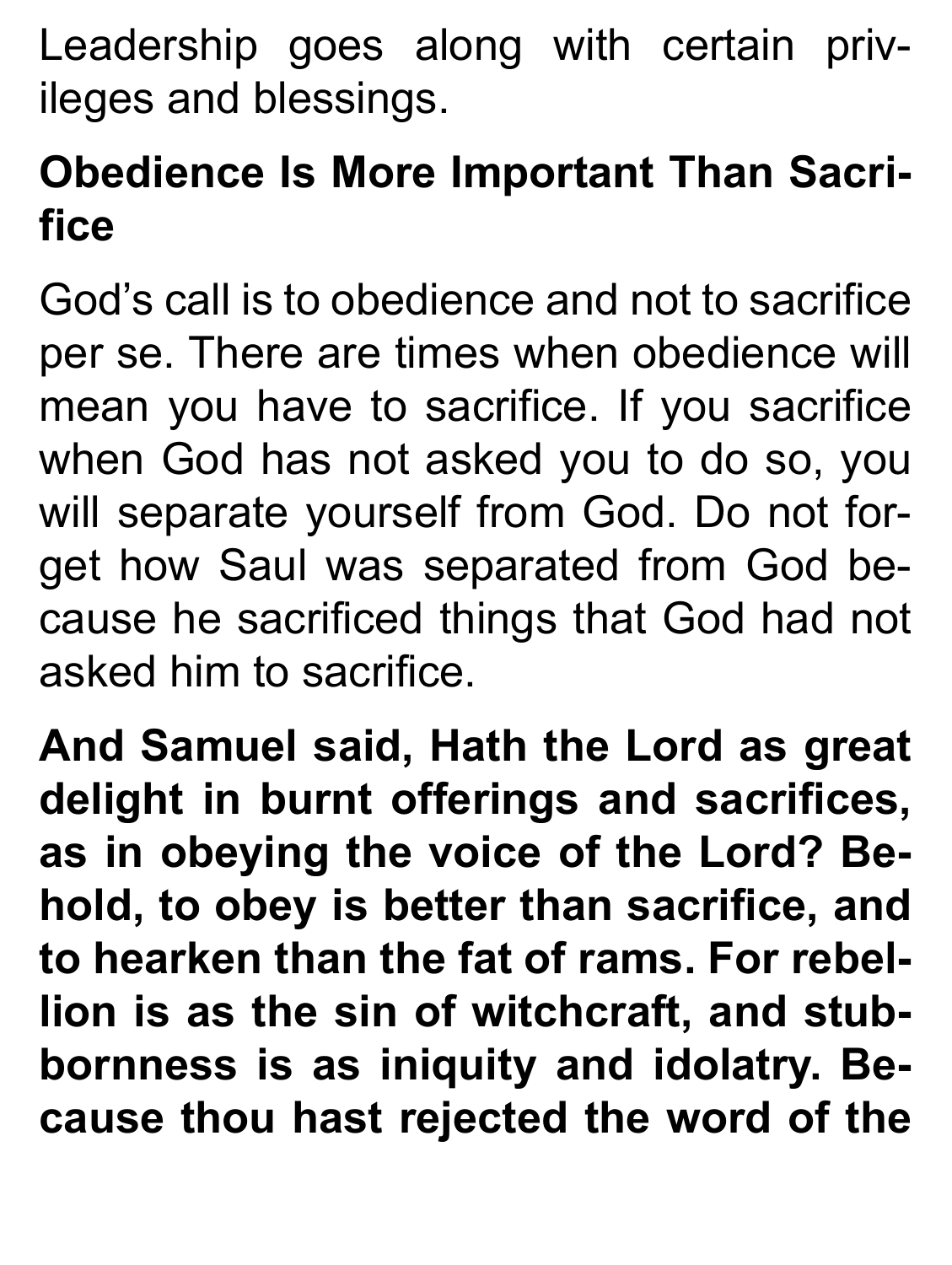Leadership goes along with certain privileges and blessings.

**Obedience Is More Important Than Sacrifice**

God's call is to obedience and not to sacrifice per se. There are times when obedience will mean you have to sacrifice. If you sacrifice when God has not asked you to do so, you will separate yourself from God. Do not forget how Saul was separated from God because he sacrificed things that God had not asked him to sacrifice.

**And Samuel said, Hath the Lord as great delight in burnt offerings and sacrifices, as in obeying the voice of the Lord? Behold, to obey is better than sacrifice, and to hearken than the fat of rams. For rebellion is as the sin of witchcraft, and stubbornness is as iniquity and idolatry. Because thou hast rejected the word of the**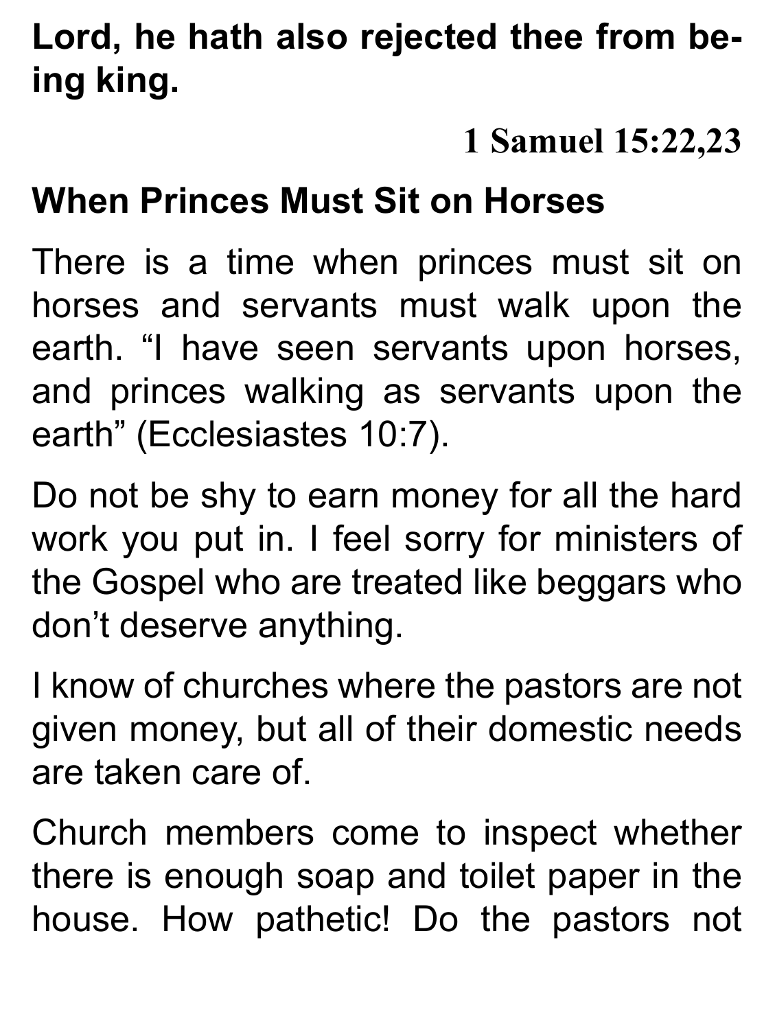**Lord, he hath also rejected thee from being king.**

**1 Samuel 15:22,23**

## When Princes Must Sit on Horses

There is a time when princes must sit on horses and servants must walk upon the earth. “I have seen servants upon horses, and princes walking as servants upon the earth” (Ecclesiastes 10:7).

Do not be shy to earn money for all the hard work you put in. I feel sorry for ministers of the Gospel who are treated like beggars who don’t deserve anything.

I know of churches where the pastors are not given money, but all of their domestic needs are taken care of.

Church members come to inspect whether there is enough soap and toilet paper in the house. How pathetic! Do the pastors not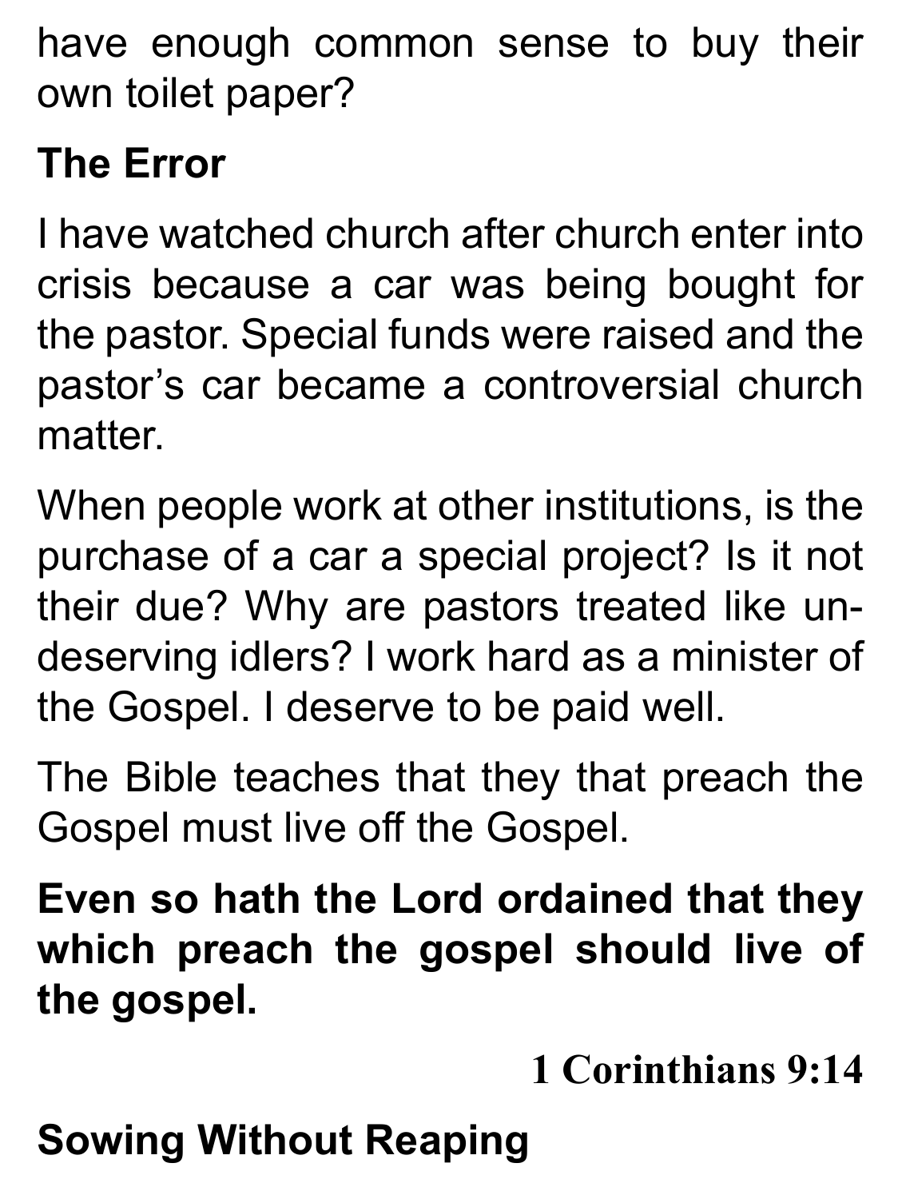have enough common sense to buy their own toilet paper?

## The Error

I have watched church after church enter into crisis because a car was being bought for the pastor. Special funds were raised and the pastor's car became a controversial church matter.

When people work at other institutions, is the purchase of a car a special project? Is it not their due? Why are pastors treated like undeserving idlers? I work hard as a minister of the Gospel. I deserve to be paid well.

The Bible teaches that they that preach the Gospel must live off the Gospel.

**Even so hath the Lord ordained that they which preach the gospel should live of the gospel.**

**1 Corinthians 9:14**

## Sowing Without Reaping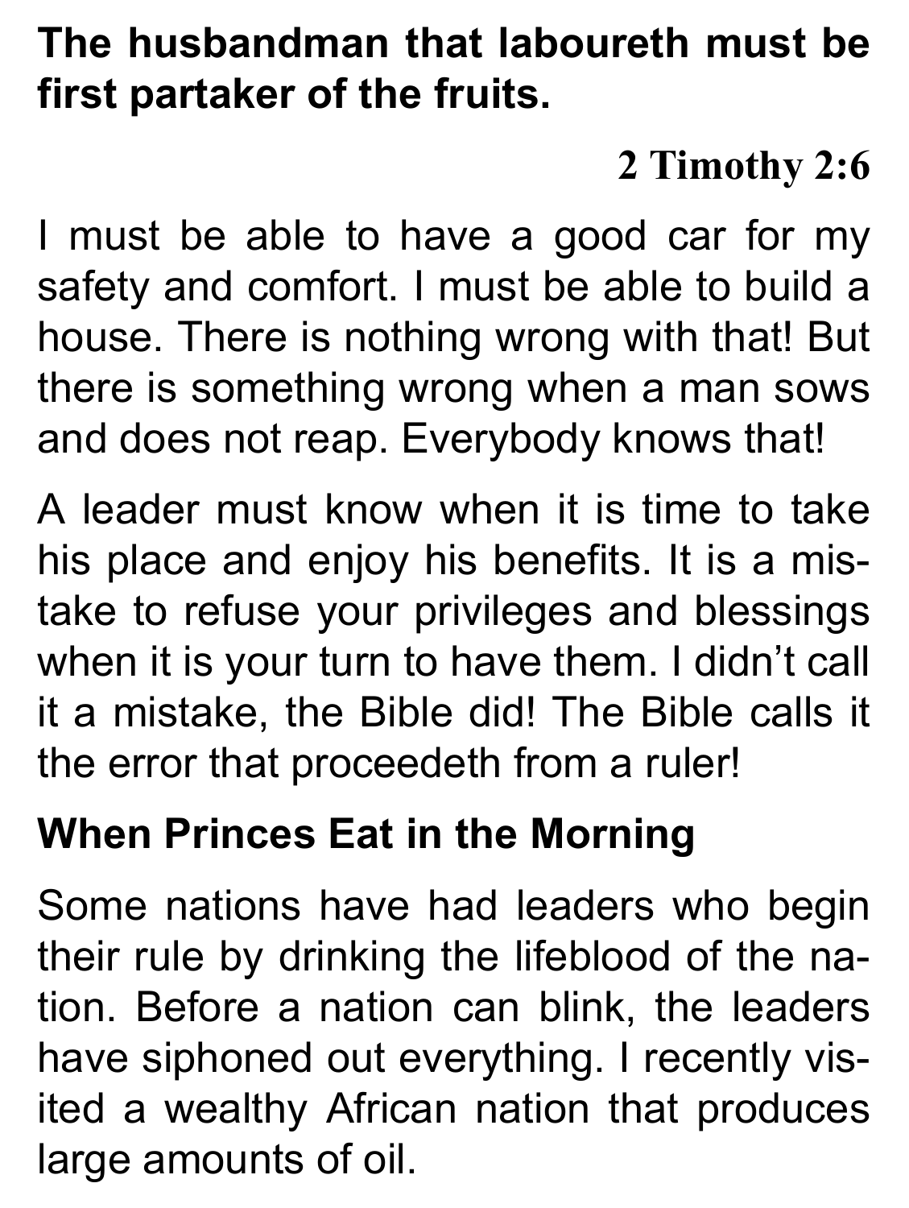**The husbandman that laboureth must be first partaker of the fruits.**

**2 Timothy 2:6**

I must be able to have a good car for my safety and comfort. I must be able to build a house. There is nothing wrong with that! But there is something wrong when a man sows and does not reap. Everybody knows that!

A leader must know when it is time to take his place and enjoy his benefits. It is a mistake to refuse your privileges and blessings when it is your turn to have them. I didn't call it a mistake, the Bible did! The Bible calls it the error that proceedeth from a ruler!

## When Princes Eat in the Morning

Some nations have had leaders who begin their rule by drinking the lifeblood of the nation. Before a nation can blink, the leaders have siphoned out everything. I recently visited a wealthy African nation that produces large amounts of oil.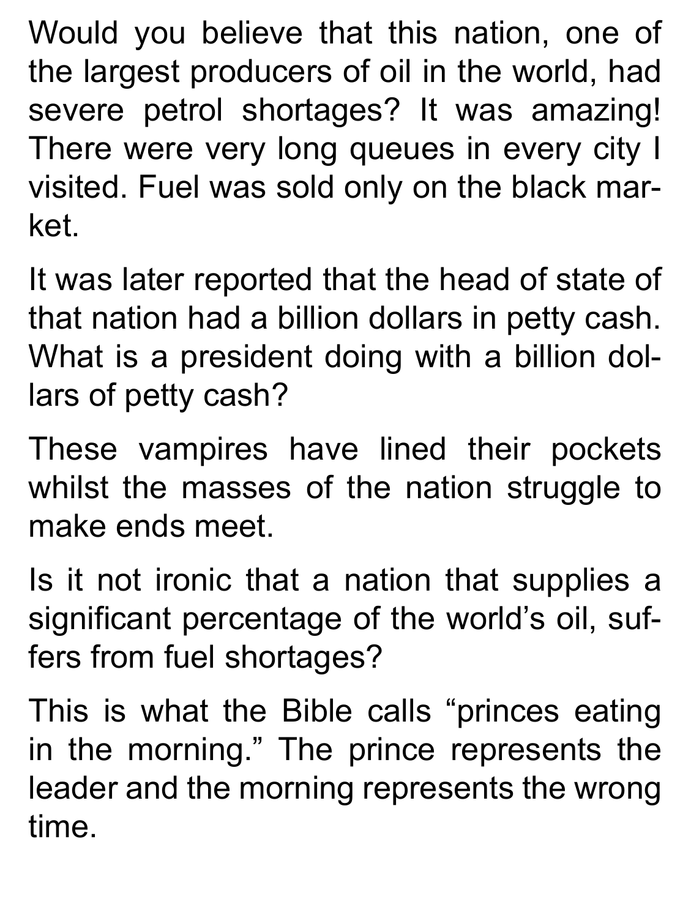Would you believe that this nation, one of the largest producers of oil in the world, had severe petrol shortages? It was amazing! There were very long queues in every city I visited. Fuel was sold only on the black market.

It was later reported that the head of state of that nation had a billion dollars in petty cash. What is a president doing with a billion dollars of petty cash?

These vampires have lined their pockets whilst the masses of the nation struggle to make ends meet.

Is it not ironic that a nation that supplies a significant percentage of the world's oil, suffers from fuel shortages?

This is what the Bible calls "princes eating in the morning." The prince represents the leader and the morning represents the wrong time.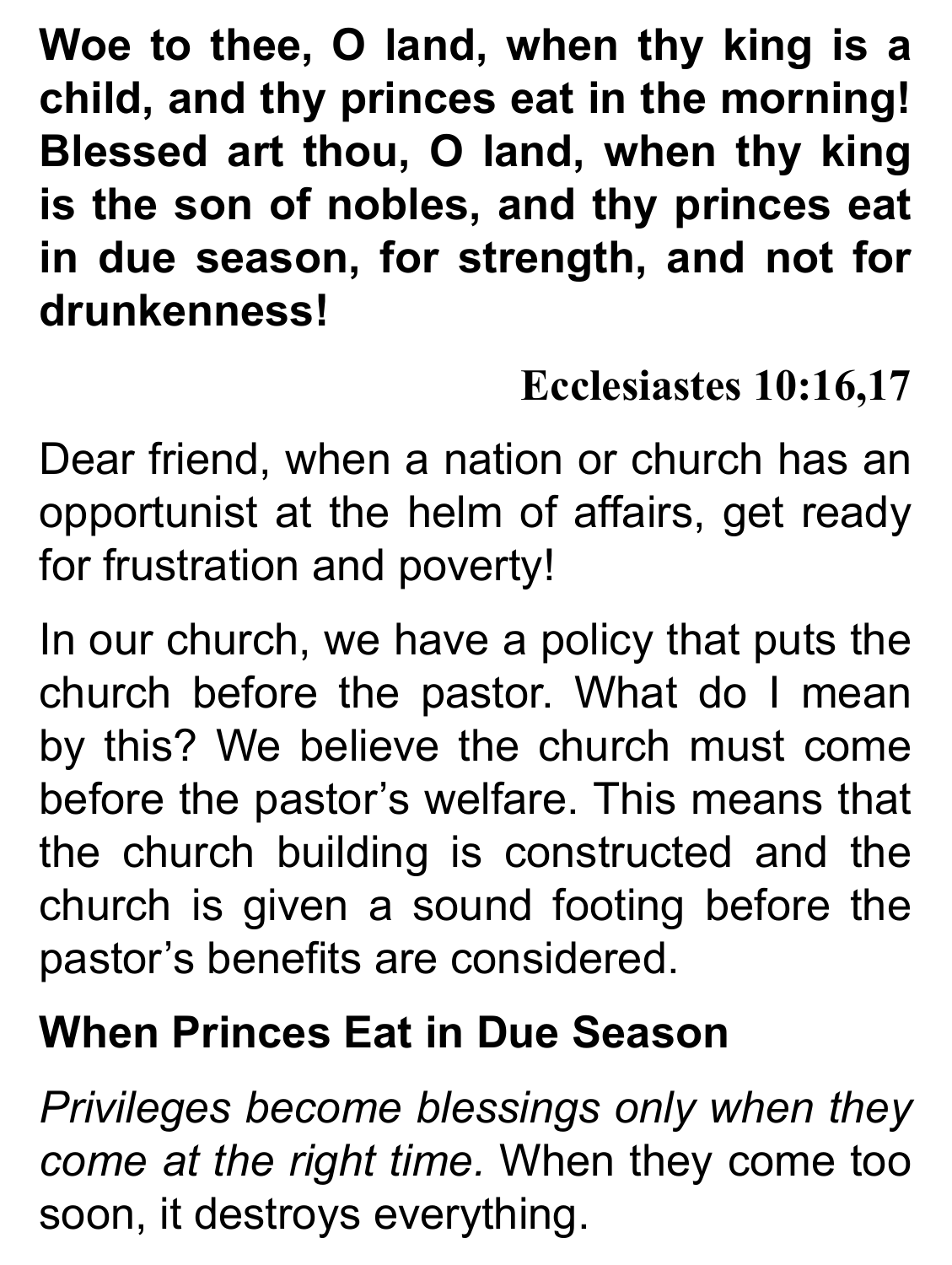**Woe to thee, O land, when thy king is a child, and thy princes eat in the morning! Blessed art thou, O land, when thy king is the son of nobles, and thy princes eat in due season, for strength, and not for drunkenness!**

**Ecclesiastes 10:16,17**

Dear friend, when a nation or church has an opportunist at the helm of affairs, get ready for frustration and poverty!

In our church, we have a policy that puts the church before the pastor. What do I mean by this? We believe the church must come before the pastor's welfare. This means that the church building is constructed and the church is given a sound footing before the pastor's benefits are considered.

## When Princes Eat in Due Season

*Privileges become blessings only when they come at the right time.* When they come too soon, it destroys everything.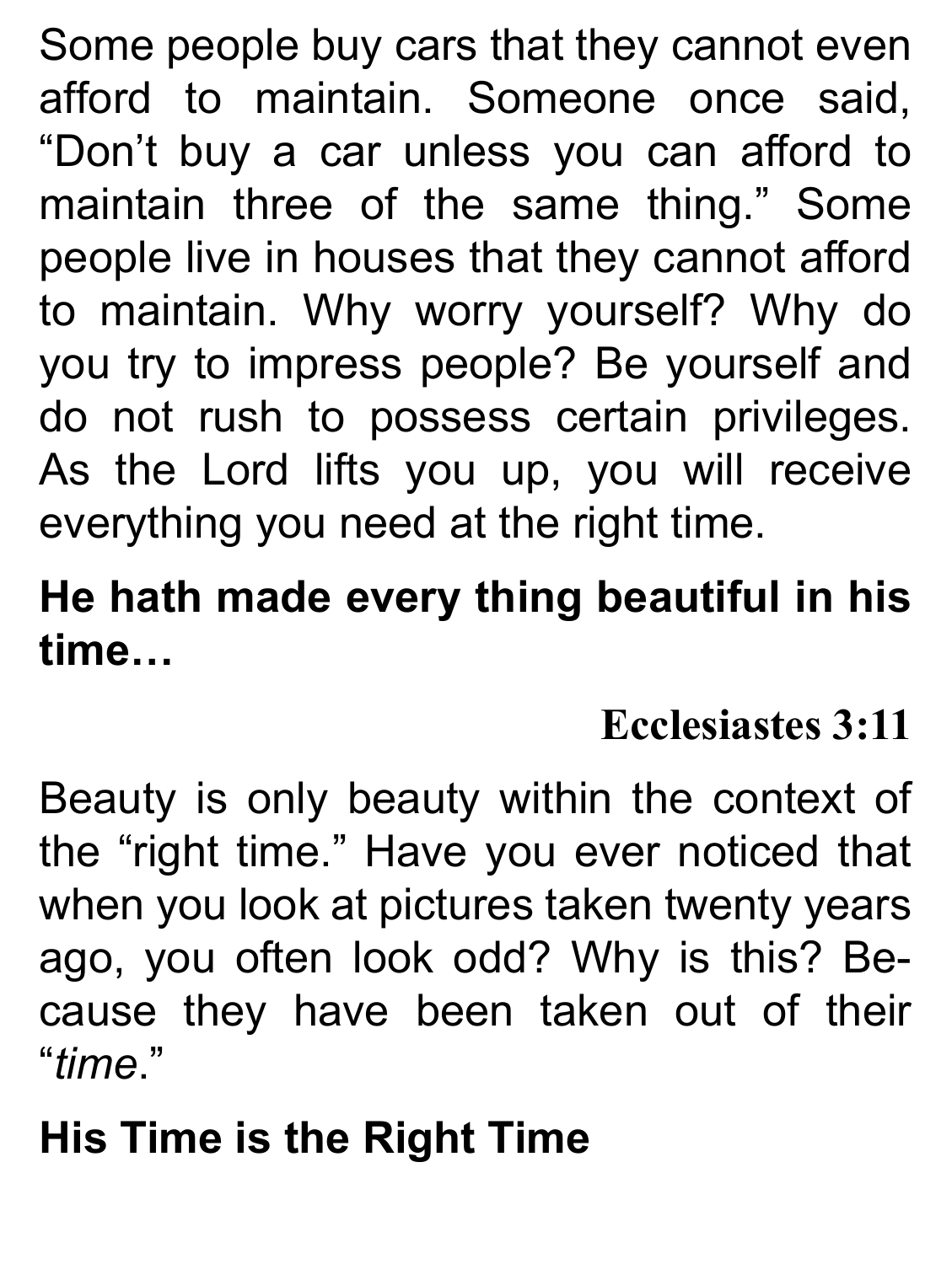Some people buy cars that they cannot even afford to maintain. Someone once said, “Don’t buy a car unless you can afford to maintain three of the same thing.” Some people live in houses that they cannot afford to maintain. Why worry yourself? Why do you try to impress people? Be yourself and do not rush to possess certain privileges. As the Lord lifts you up, you will receive everything you need at the right time.

**He hath made every thing beautiful in his time…**

**Ecclesiastes 3:11**

Beauty is only beauty within the context of the “right time.” Have you ever noticed that when you look at pictures taken twenty years ago, you often look odd? Why is this? Because they have been taken out of their “*time*.”

## His Time is the Right Time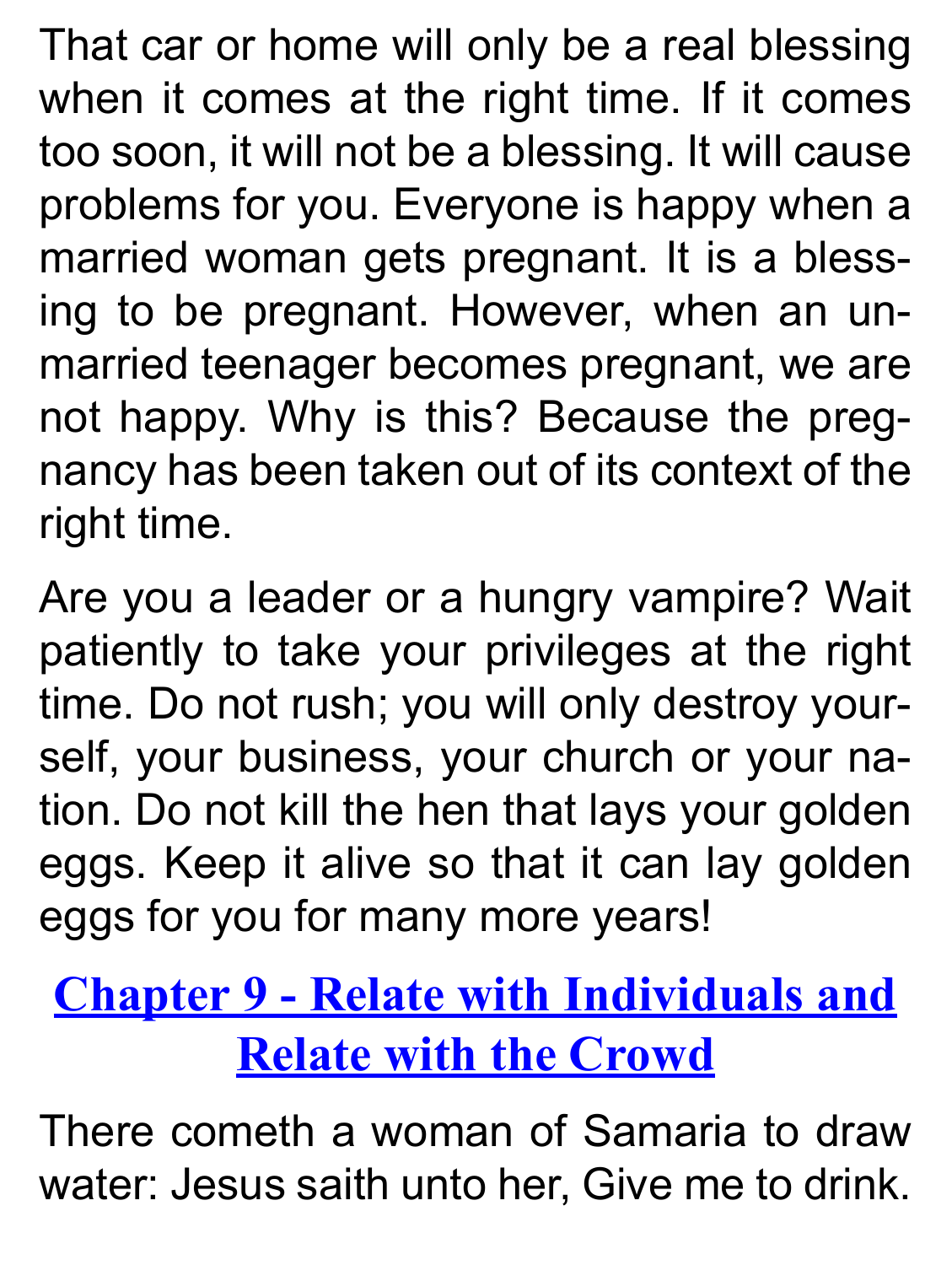That car or home will only be a real blessing when it comes at the right time. If it comes too soon, it will not be a blessing. It will cause problems for you. Everyone is happy when a married woman gets pregnant. It is a blessing to be pregnant. However, when an unmarried teenager becomes pregnant, we are not happy. Why is this? Because the pregnancy has been taken out of its context of the right time.

Are you a leader or a hungry vampire? Wait patiently to take your privileges at the right time. Do not rush; you will only destroy yourself, your business, your church or your nation. Do not kill the hen that lays your golden eggs. Keep it alive so that it can lay golden eggs for you for many more years!

## Chapter 9 - Relate with Individuals and Relate with the Crowd

There cometh a woman of Samaria to draw water: Jesus saith unto her, Give me to drink.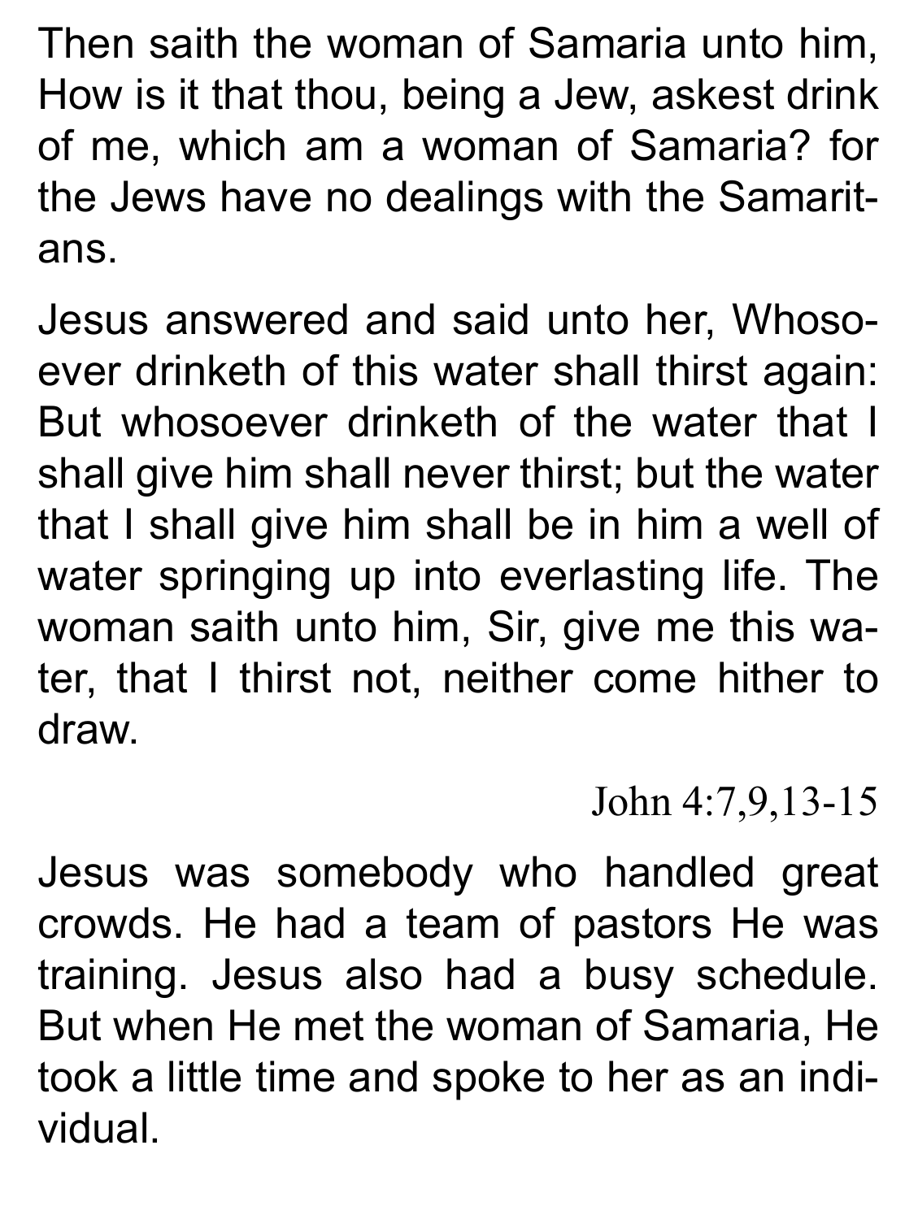Then saith the woman of Samaria unto him, How is it that thou, being a Jew, askest drink of me, which am a woman of Samaria? for the Jews have no dealings with the Samaritans.

Jesus answered and said unto her, Whosoever drinketh of this water shall thirst again: But whosoever drinketh of the water that I shall give him shall never thirst; but the water that I shall give him shall be in him a well of water springing up into everlasting life. The woman saith unto him, Sir, give me this water, that I thirst not, neither come hither to draw.

John 4:7,9,13-15

Jesus was somebody who handled great crowds. He had a team of pastors He was training. Jesus also had a busy schedule. But when He met the woman of Samaria, He took a little time and spoke to her as an individual.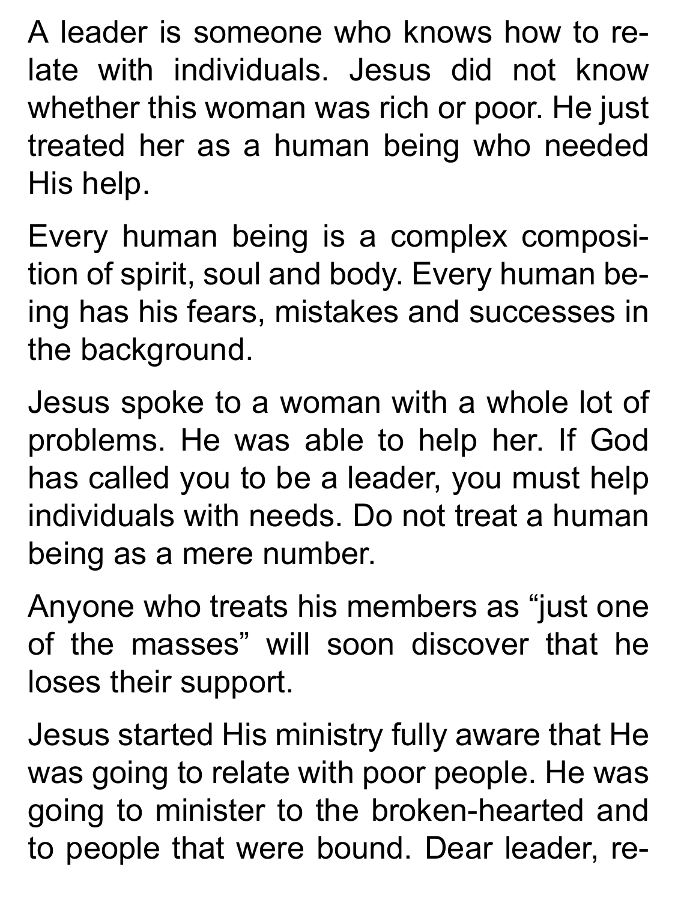A leader is someone who knows how to relate with individuals. Jesus did not know whether this woman was rich or poor. He just treated her as a human being who needed His help.

Every human being is a complex composition of spirit, soul and body. Every human being has his fears, mistakes and successes in the background.

Jesus spoke to a woman with a whole lot of problems. He was able to help her. If God has called you to be a leader, you must help individuals with needs. Do not treat a human being as a mere number.

Anyone who treats his members as “just one of the masses” will soon discover that he loses their support.

Jesus started His ministry fully aware that He was going to relate with poor people. He was going to minister to the broken-hearted and to people that were bound. Dear leader, re-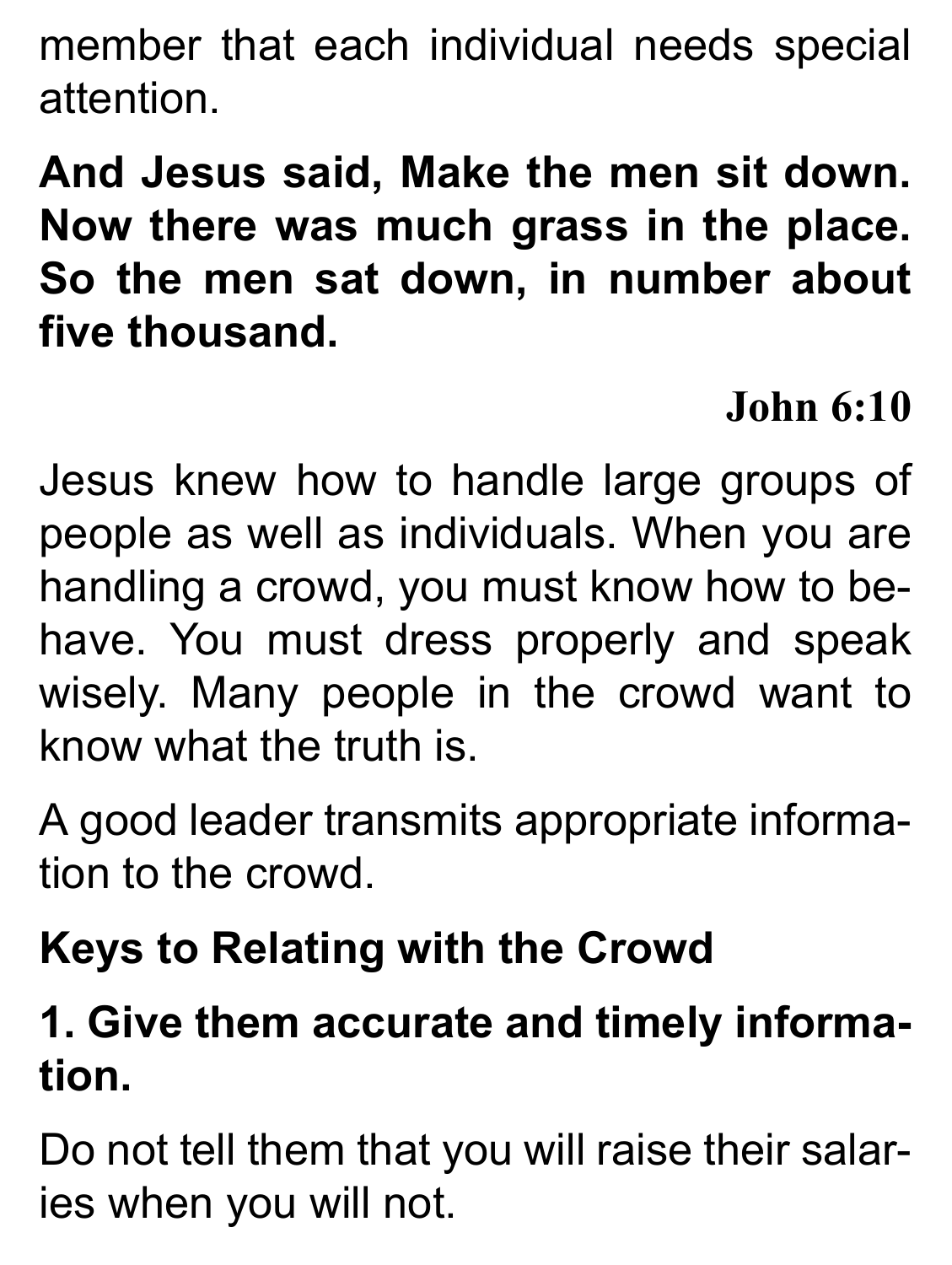member that each individual needs special attention.

**And Jesus said, Make the men sit down. Now there was much grass in the place. So the men sat down, in number about five thousand.**

**John 6:10**

Jesus knew how to handle large groups of people as well as individuals. When you are handling a crowd, you must know how to behave. You must dress properly and speak wisely. Many people in the crowd want to know what the truth is.

A good leader transmits appropriate information to the crowd.

**Keys to Relating with the Crowd**

**1. Give them accurate and timely information.**

Do not tell them that you will raise their salaries when you will not.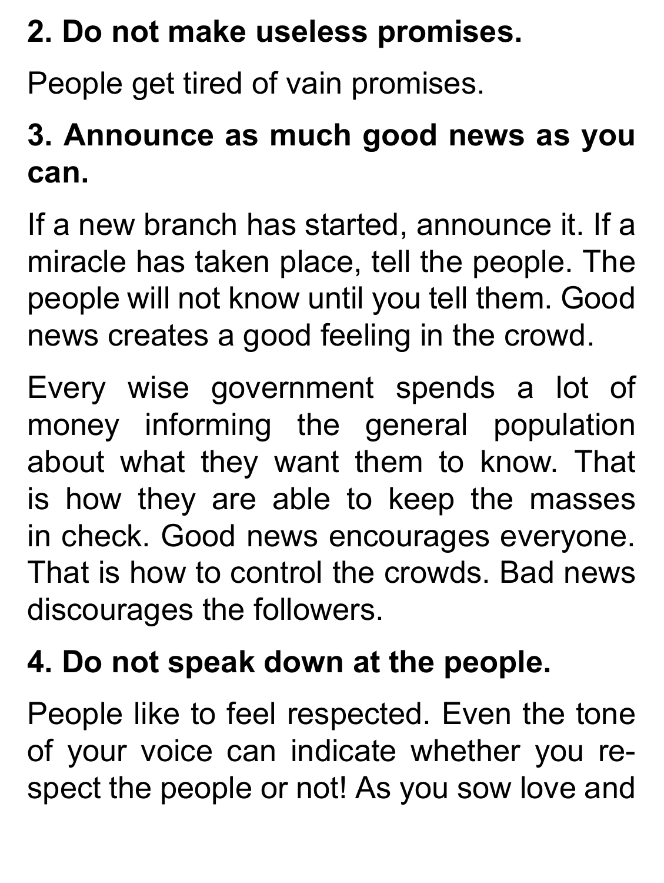**2. Do not make useless promises.**

People get tired of vain promises.

**3. Announce as much good news as you can.**

If a new branch has started, announce it. If a miracle has taken place, tell the people. The people will not know until you tell them. Good news creates a good feeling in the crowd.

Every wise government spends a lot of money informing the general population about what they want them to know. That is how they are able to keep the masses in check. Good news encourages everyone. That is how to control the crowds. Bad news discourages the followers.

**4. Do not speak down at the people.**

People like to feel respected. Even the tone of your voice can indicate whether you respect the people or not! As you sow love and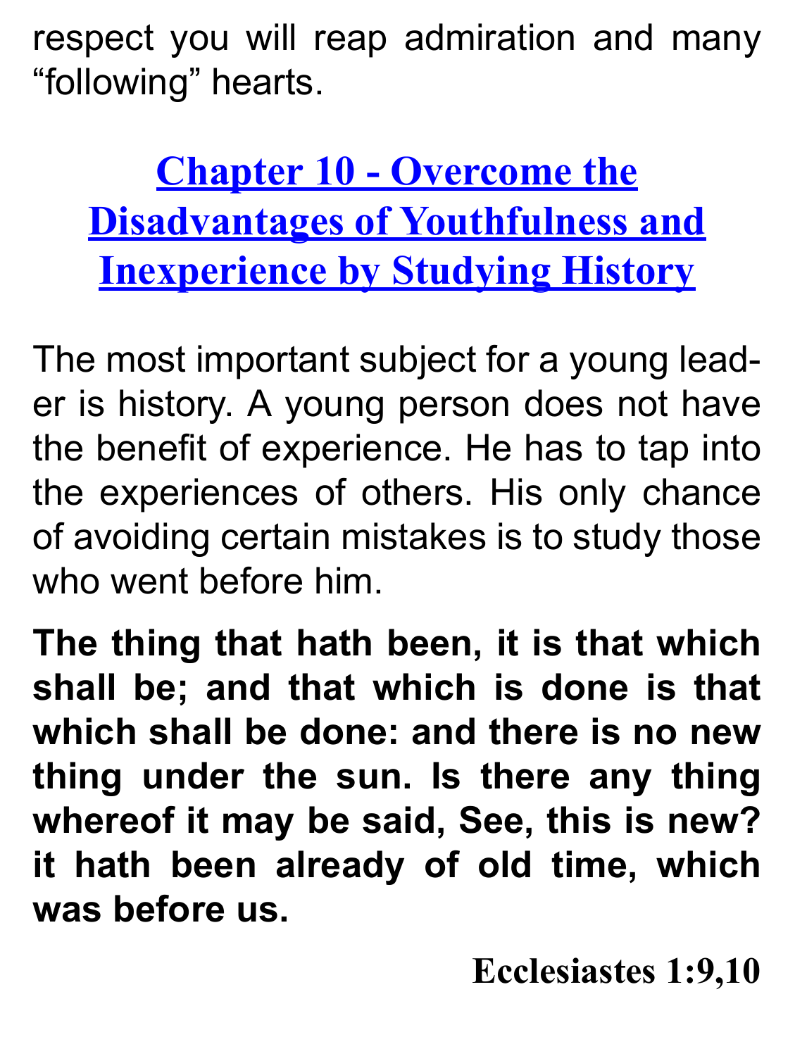respect you will reap admiration and many "following" hearts.

## Chapter 10 - Overcome the Disadvantages of Youthfulness and Inexperience by Studying History

The most important subject for a young leader is history. A young person does not have the benefit of experience. He has to tap into the experiences of others. His only chance of avoiding certain mistakes is to study those who went before him.

**The thing that hath been, it is that which shall be; and that which is done is that which shall be done: and there is no new thing under the sun. Is there any thing whereof it may be said, See, this is new? it hath been already of old time, which was before us.**

**Ecclesiastes 1:9,10**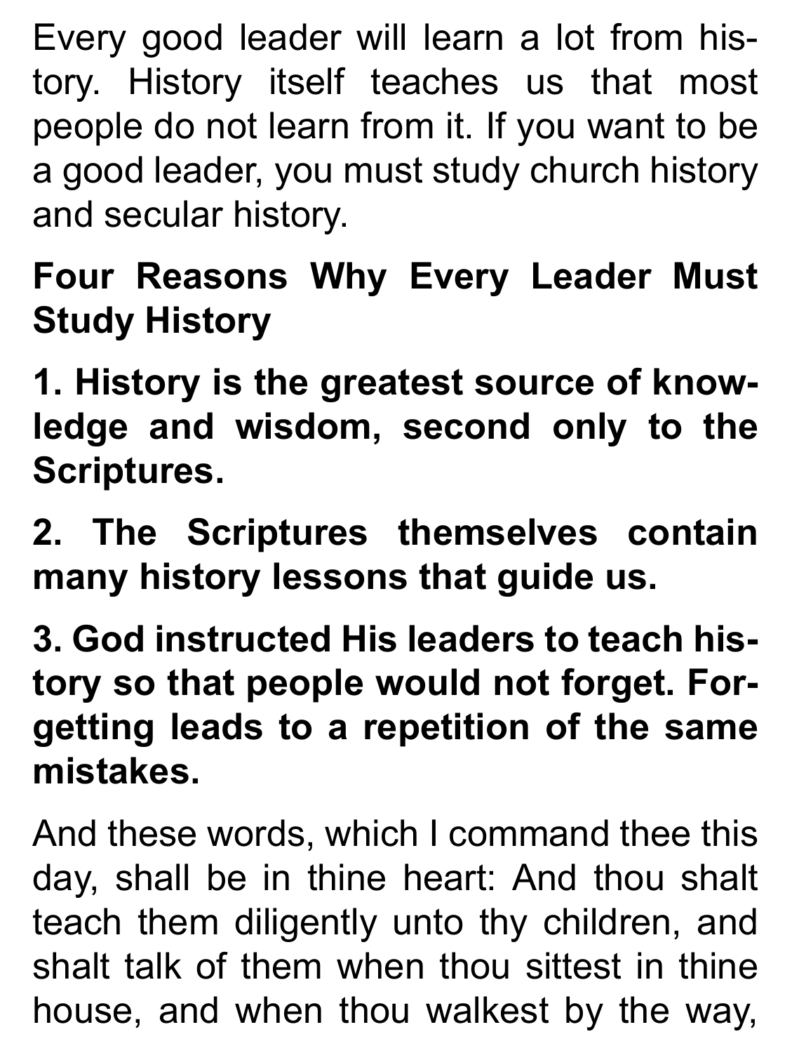Every good leader will learn a lot from history. History itself teaches us that most people do not learn from it. If you want to be a good leader, you must study church history and secular history.

**Four Reasons Why Every Leader Must Study History**

**1. History is the greatest source of knowledge and wisdom, second only to the Scriptures.**

**2. The Scriptures themselves contain many history lessons that guide us.**

**3. God instructed His leaders to teach history so that people would not forget. Forgetting leads to a repetition of the same mistakes.**

And these words, which I command thee this day, shall be in thine heart: And thou shalt teach them diligently unto thy children, and shalt talk of them when thou sittest in thine house, and when thou walkest by the way,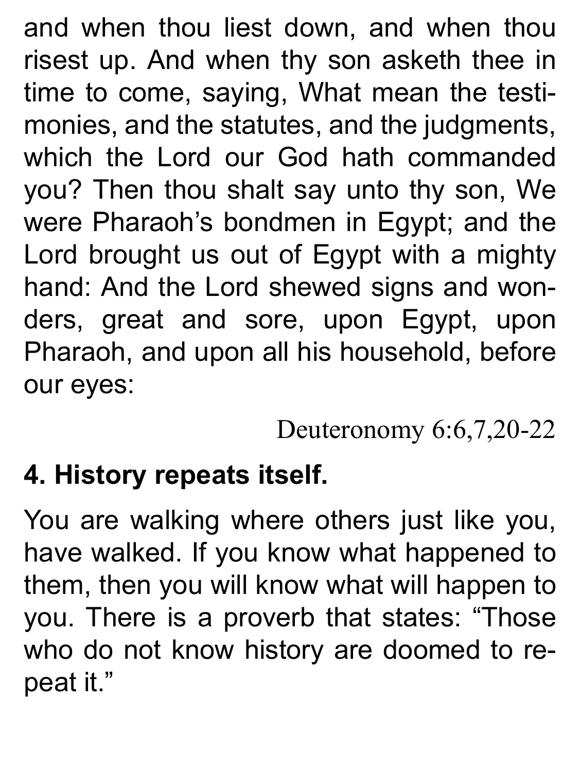and when thou liest down, and when thou risest up. And when thy son asketh thee in time to come, saying, What mean the testimonies, and the statutes, and the judgments, which the Lord our God hath commanded you? Then thou shalt say unto thy son, We were Pharaoh's bondmen in Egypt; and the Lord brought us out of Egypt with a mighty hand: And the Lord shewed signs and wonders, great and sore, upon Egypt, upon Pharaoh, and upon all his household, before our eyes:

Deuteronomy 6:6,7,20-22

**4. History repeats itself.**

You are walking where others just like you, have walked. If you know what happened to them, then you will know what will happen to you. There is a proverb that states: "Those who do not know history are doomed to repeat it."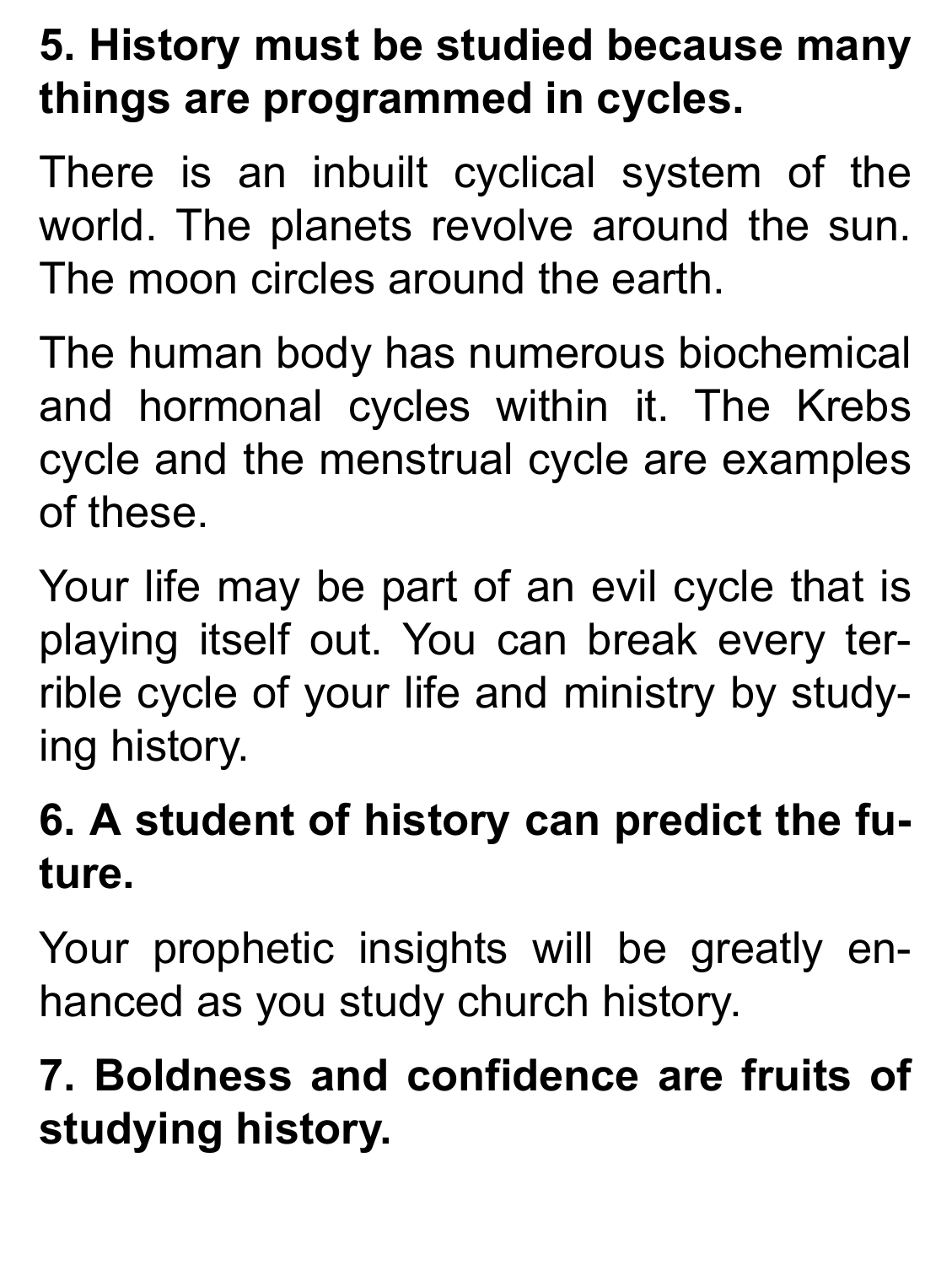**5. History must be studied because many things are programmed in cycles.**

There is an inbuilt cyclical system of the world. The planets revolve around the sun. The moon circles around the earth.

The human body has numerous biochemical and hormonal cycles within it. The Krebs cycle and the menstrual cycle are examples of these.

Your life may be part of an evil cycle that is playing itself out. You can break every terrible cycle of your life and ministry by studying history.

**6. A student of history can predict the future.**

Your prophetic insights will be greatly enhanced as you study church history.

**7. Boldness and confidence are fruits of studying history.**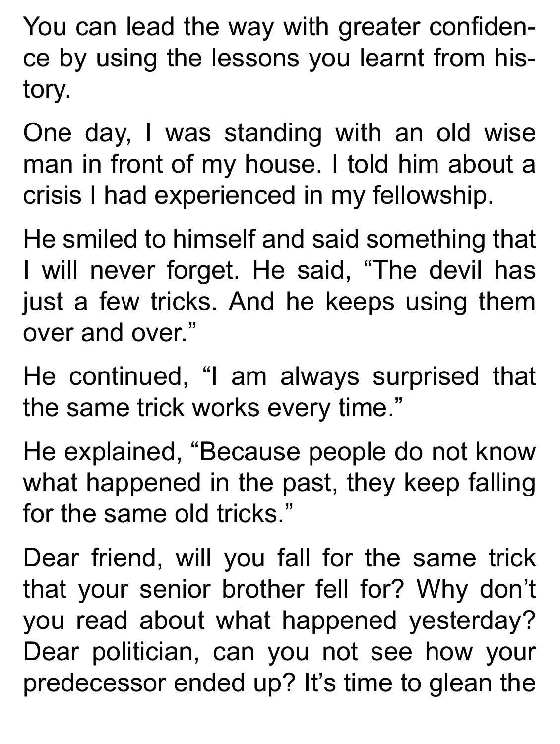You can lead the way with greater confidence by using the lessons you learnt from history.

One day, I was standing with an old wise man in front of my house. I told him about a crisis I had experienced in my fellowship.

He smiled to himself and said something that I will never forget. He said, “The devil has just a few tricks. And he keeps using them over and over.”

He continued, “I am always surprised that the same trick works every time.”

He explained, “Because people do not know what happened in the past, they keep falling for the same old tricks.”

Dear friend, will you fall for the same trick that your senior brother fell for? Why don’t you read about what happened yesterday? Dear politician, can you not see how your predecessor ended up? It’s time to glean the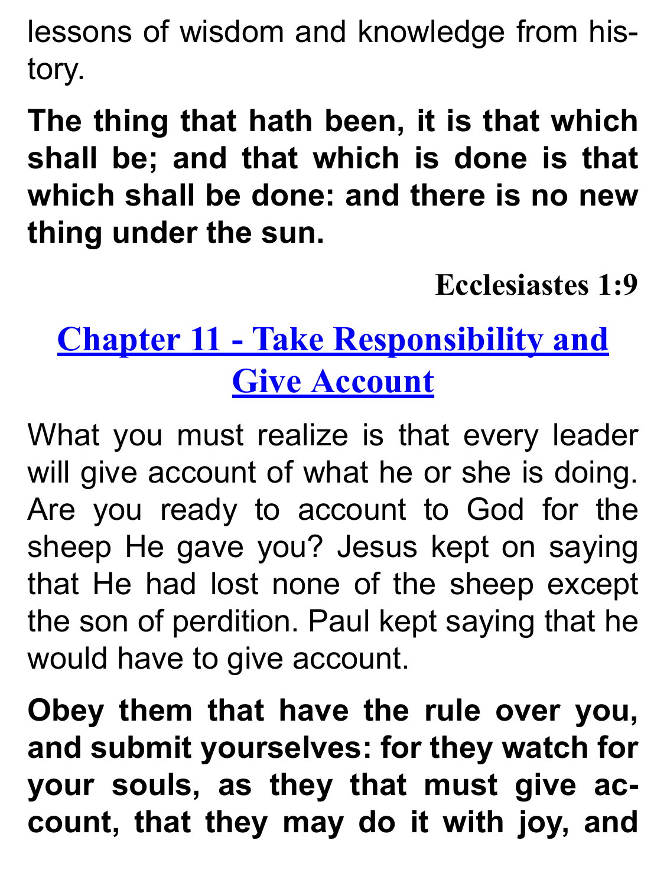lessons of wisdom and knowledge from history.

**The thing that hath been, it is that which shall be; and that which is done is that which shall be done: and there is no new thing under the sun.**

**Ecclesiastes 1:9**

## Chapter 11 - Take Responsibility and Give Account

What you must realize is that every leader will give account of what he or she is doing. Are you ready to account to God for the sheep He gave you? Jesus kept on saying that He had lost none of the sheep except the son of perdition. Paul kept saying that he would have to give account.

**Obey them that have the rule over you, and submit yourselves: for they watch for your souls, as they that must give account, that they may do it with joy, and**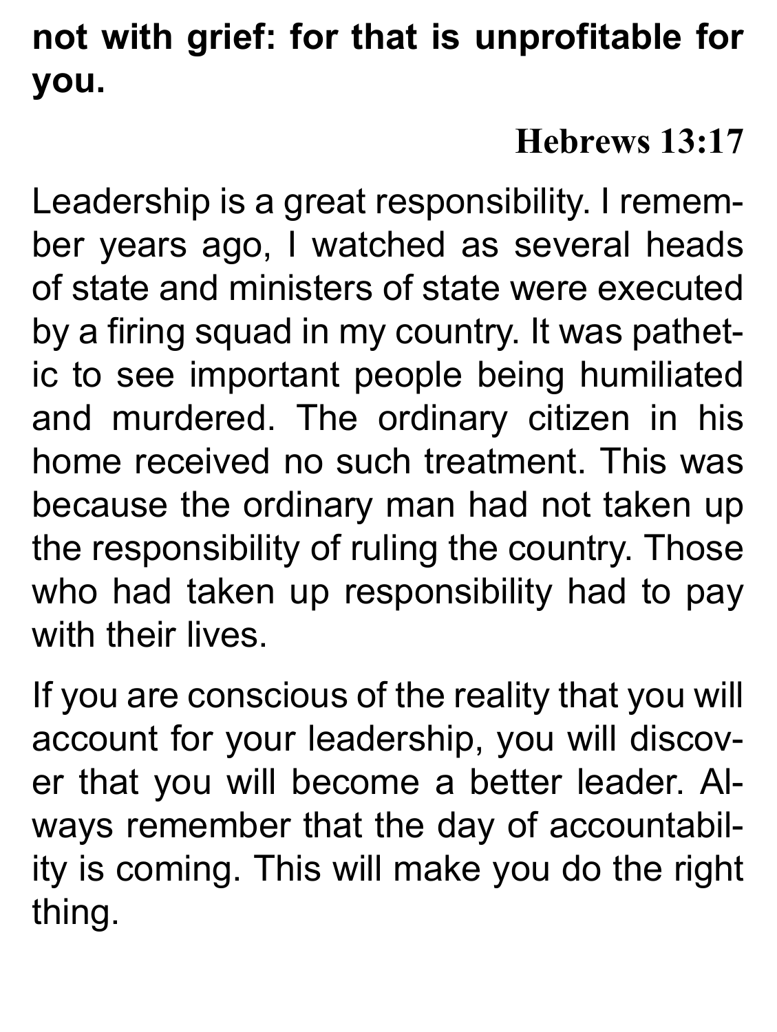**not with grief: for that is unprofitable for you.**

**Hebrews 13:17**

Leadership is a great responsibility. I remember years ago, I watched as several heads of state and ministers of state were executed by a firing squad in my country. It was pathetic to see important people being humiliated and murdered. The ordinary citizen in his home received no such treatment. This was because the ordinary man had not taken up the responsibility of ruling the country. Those who had taken up responsibility had to pay with their lives.

If you are conscious of the reality that you will account for your leadership, you will discover that you will become a better leader. Always remember that the day of accountability is coming. This will make you do the right thing.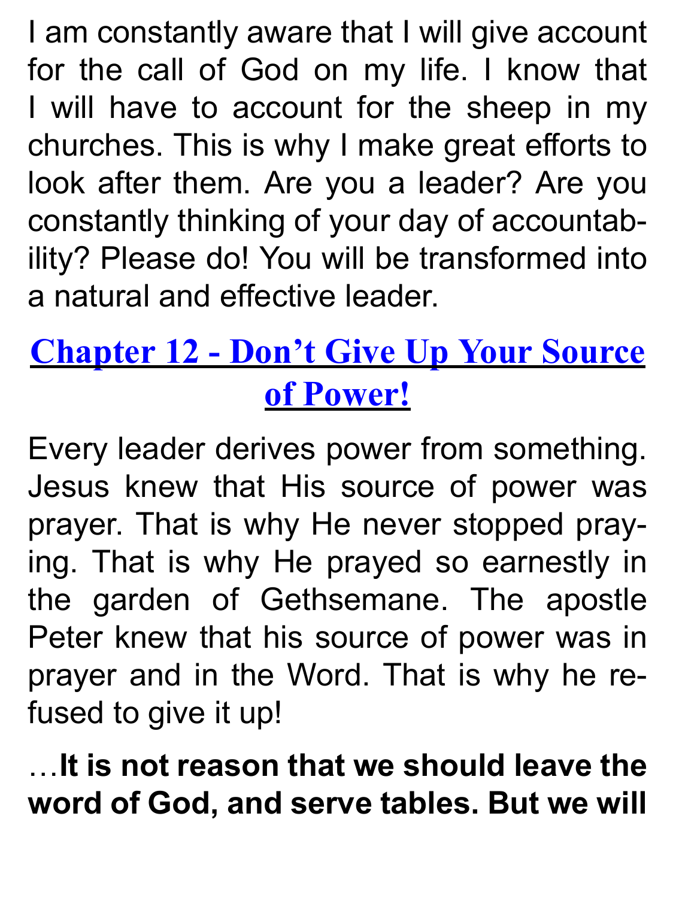I am constantly aware that I will give account for the call of God on my life. I know that I will have to account for the sheep in my churches. This is why I make great efforts to look after them. Are you a leader? Are you constantly thinking of your day of accountability? Please do! You will be transformed into a natural and effective leader.

## Chapter 12 - Don't Give Up Your Source of Power!

Every leader derives power from something. Jesus knew that His source of power was prayer. That is why He never stopped praying. That is why He prayed so earnestly in the garden of Gethsemane. The apostle Peter knew that his source of power was in prayer and in the Word. That is why he refused to give it up!

…**It is not reason that we should leave the word of God, and serve tables. But we will**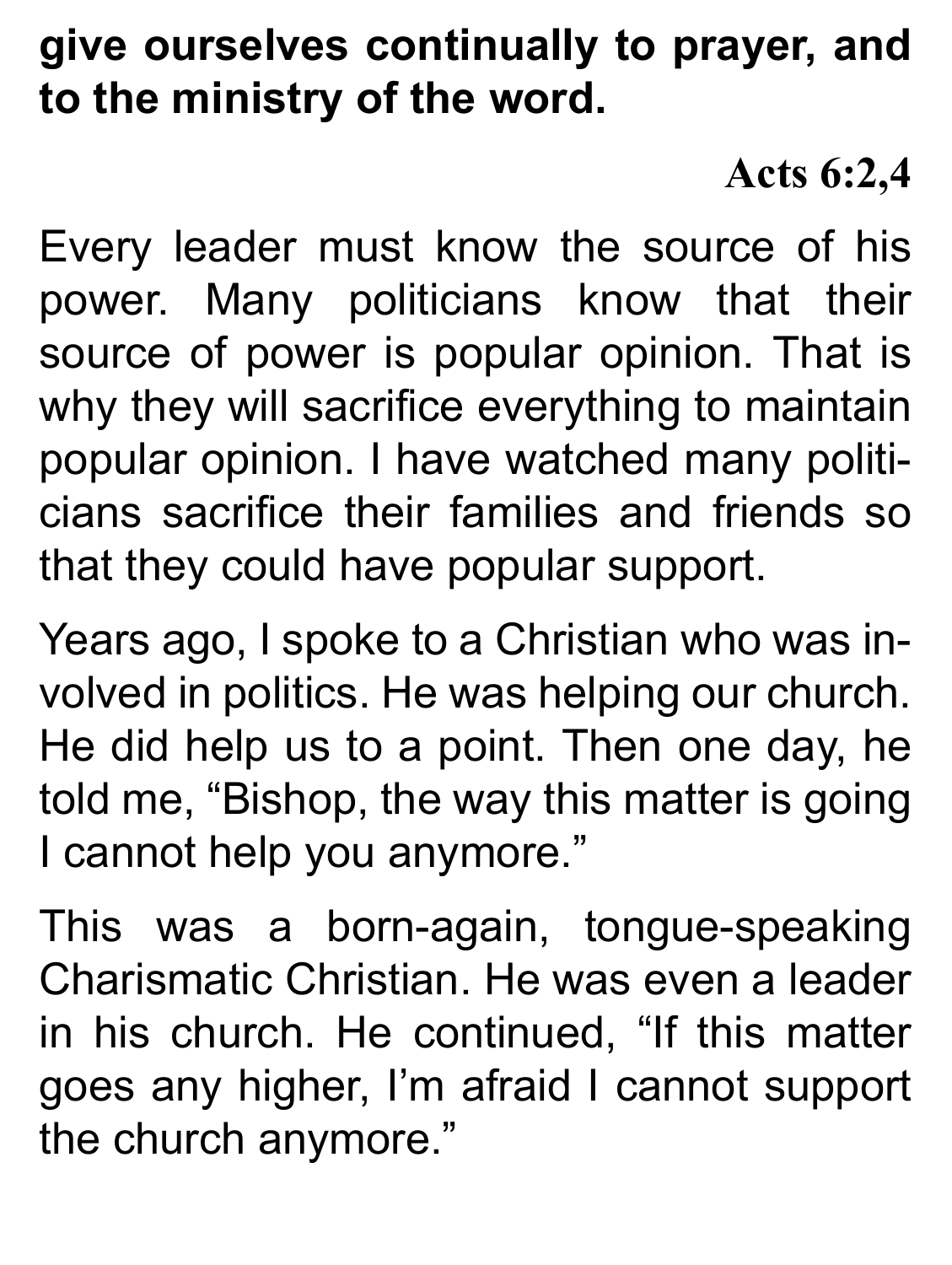**give ourselves continually to prayer, and to the ministry of the word.**

**Acts 6:2,4**

Every leader must know the source of his power. Many politicians know that their source of power is popular opinion. That is why they will sacrifice everything to maintain popular opinion. I have watched many politicians sacrifice their families and friends so that they could have popular support.

Years ago, I spoke to a Christian who was involved in politics. He was helping our church. He did help us to a point. Then one day, he told me, "Bishop, the way this matter is going I cannot help you anymore."

This was a born-again, tongue-speaking Charismatic Christian. He was even a leader in his church. He continued, "If this matter goes any higher, I'm afraid I cannot support the church anymore."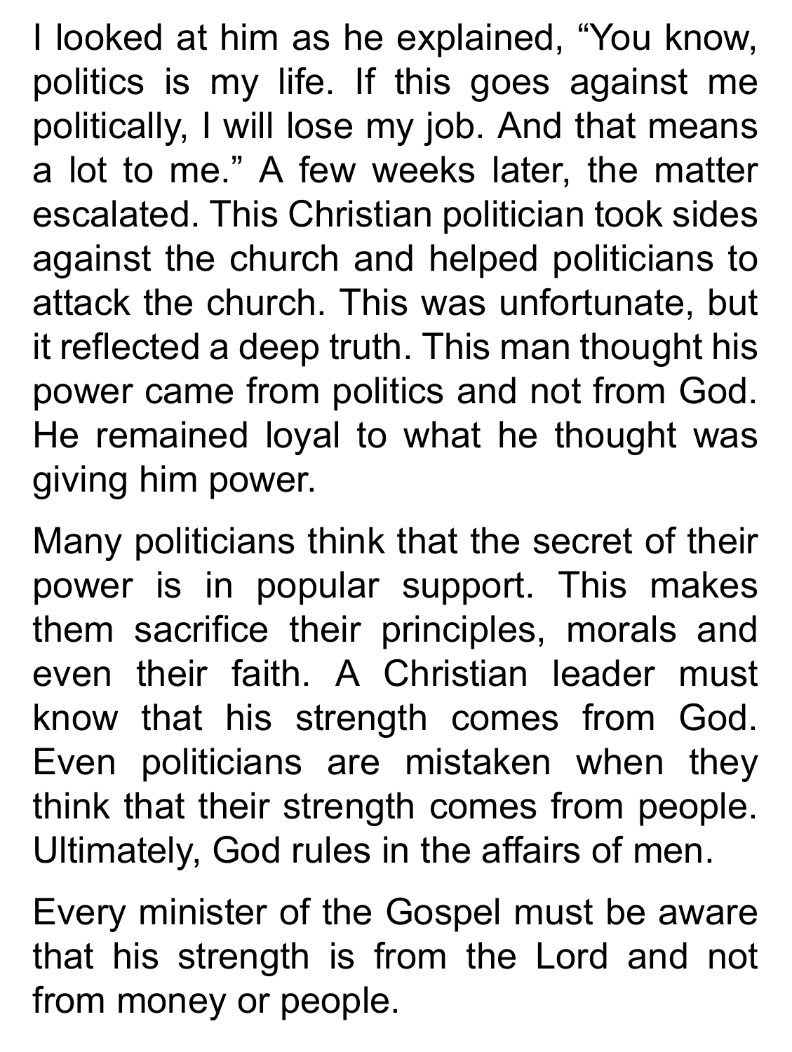I looked at him as he explained, "You know, politics is my life. If this goes against me politically, I will lose my job. And that means a lot to me." A few weeks later, the matter escalated. This Christian politician took sides against the church and helped politicians to attack the church. This was unfortunate, but it reflected a deep truth. This man thought his power came from politics and not from God. He remained loyal to what he thought was giving him power.

Many politicians think that the secret of their power is in popular support. This makes them sacrifice their principles, morals and even their faith. A Christian leader must know that his strength comes from God. Even politicians are mistaken when they think that their strength comes from people. Ultimately, God rules in the affairs of men.

Every minister of the Gospel must be aware that his strength is from the Lord and not from money or people.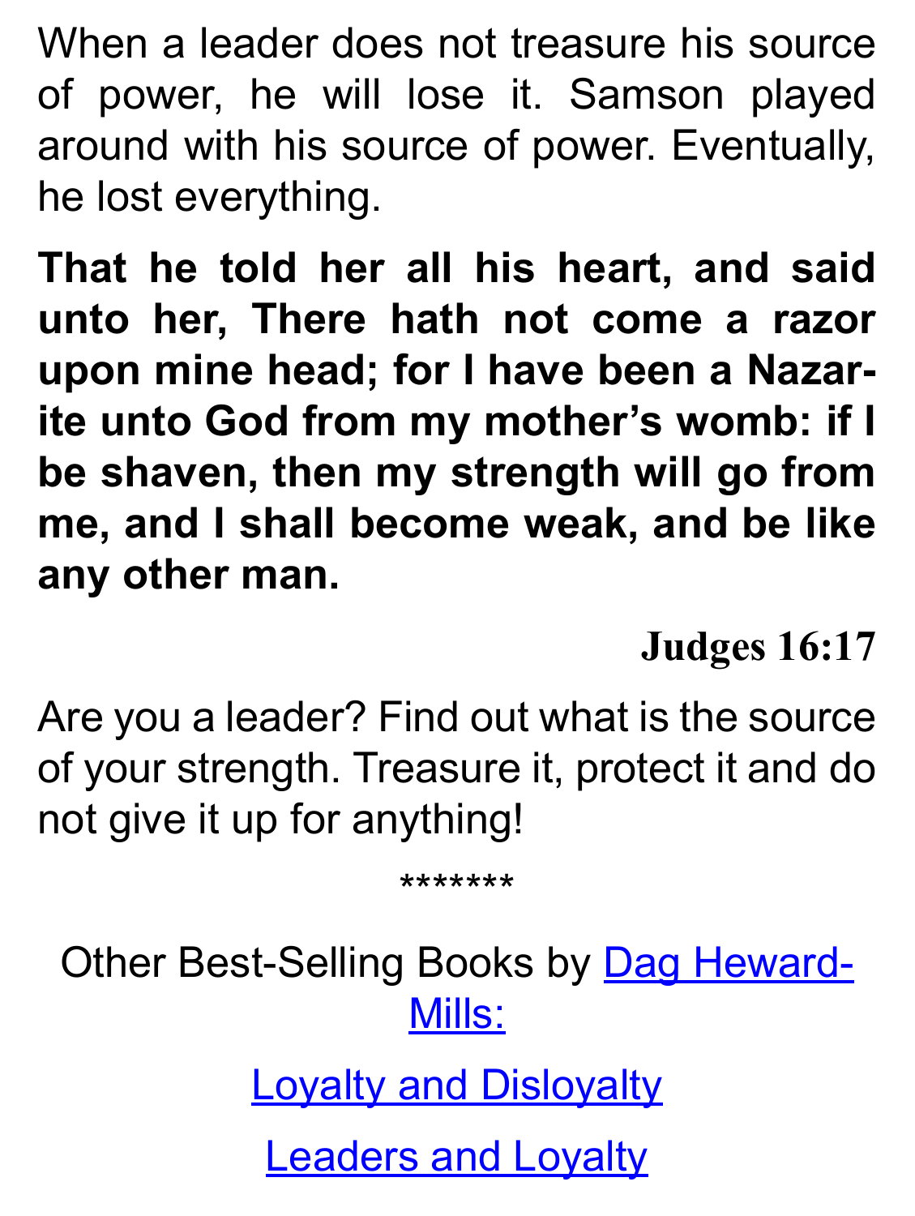When a leader does not treasure his source of power, he will lose it. Samson played around with his source of power. Eventually, he lost everything.

**That he told her all his heart, and said unto her, There hath not come a razor upon mine head; for I have been a Nazarite unto God from my mother's womb: if I be shaven, then my strength will go from me, and I shall become weak, and be like any other man.**

**Judges 16:17**

Are you a leader? Find out what is the source of your strength. Treasure it, protect it and do not give it up for anything!

*******

Other Best-Selling Books by [Dag Heward-Mills:]

[Loyalty and Disloyalty]

[Leaders and Loyalty]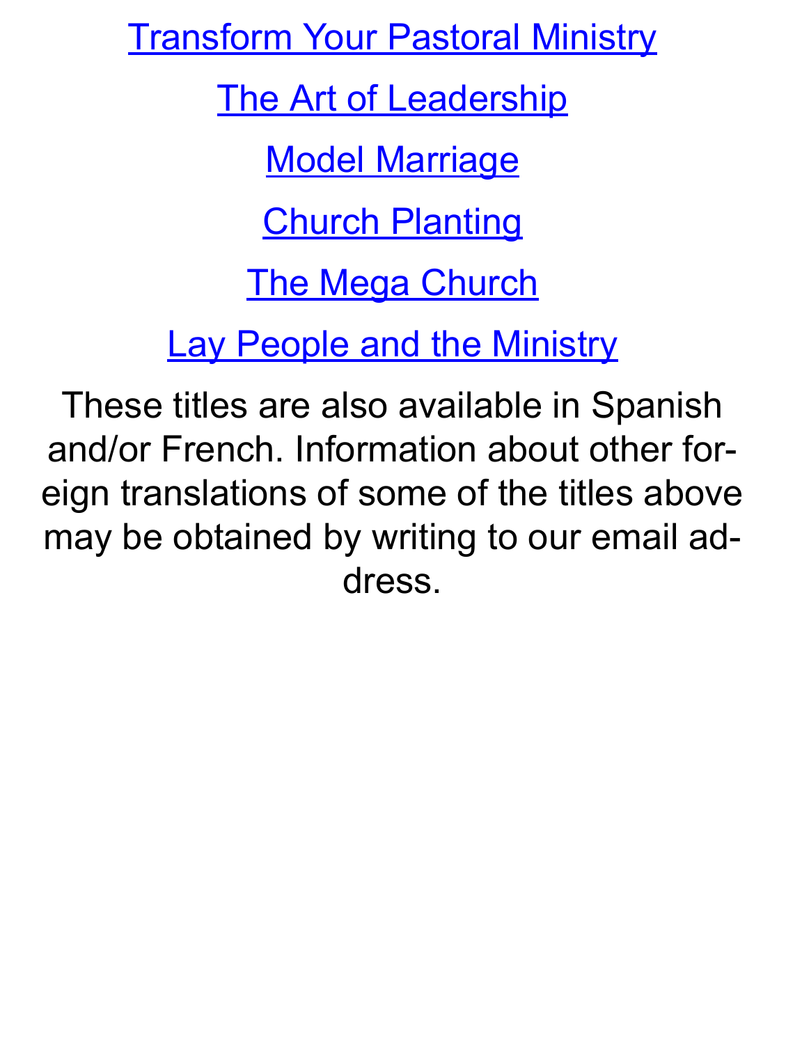Transform Your Pastoral Ministry

The Art of Leadership

Model Marriage

Church Planting

The Mega Church

Lay People and the Ministry

These titles are also available in Spanish and/or French. Information about other foreign translations of some of the titles above may be obtained by writing to our email address.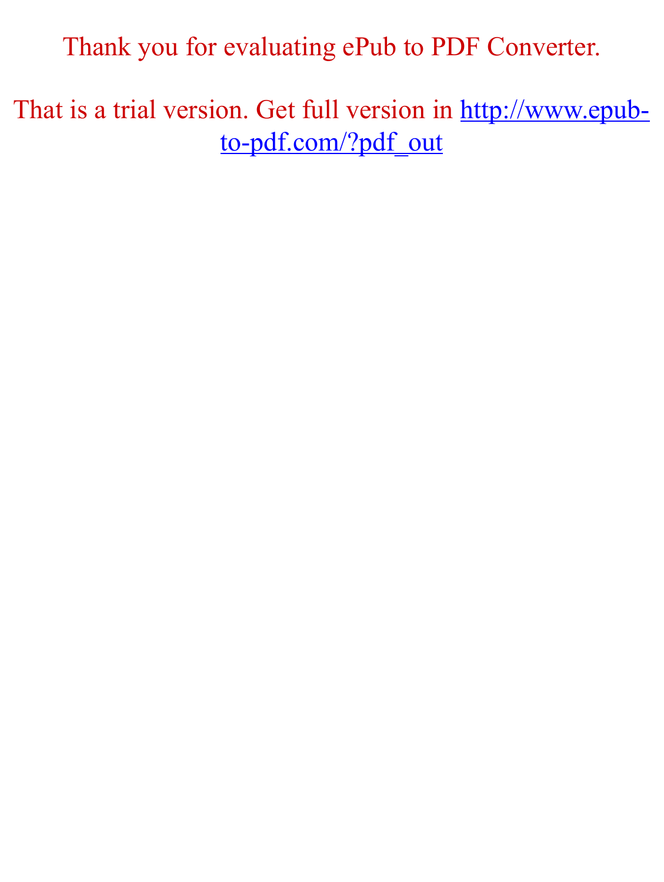Thank you for evaluating ePub to PDF Converter.

That is a trial version. Get full version in [http://www.epub-to-pdf.com/?pdf_out](http://www.epub-to-pdf.com/?pdf_out)